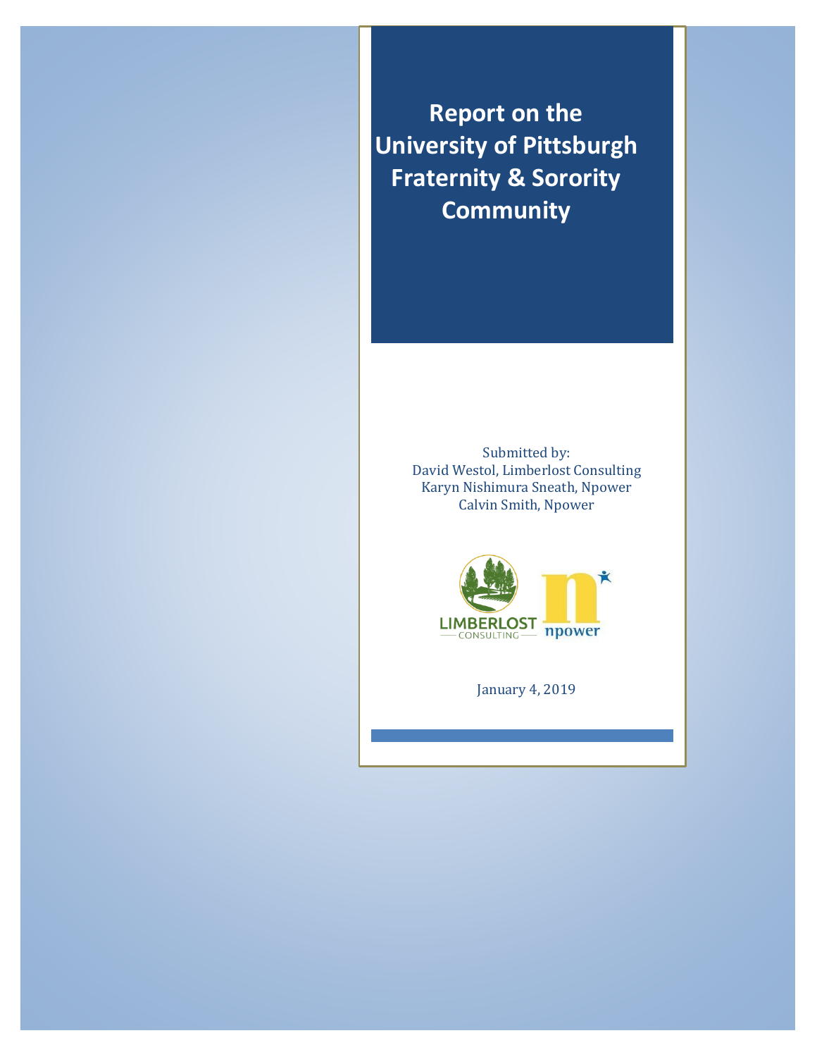# Report on the University of Pittsburgh Fraternity & Sorority Community

Submitted by:
David Westol, Limberlost Consulting
Karyn Nishimura Sneath, Npower
Calvin Smith, Npower

LIMBERLOST
CONSULTING
npower

January 4, 2019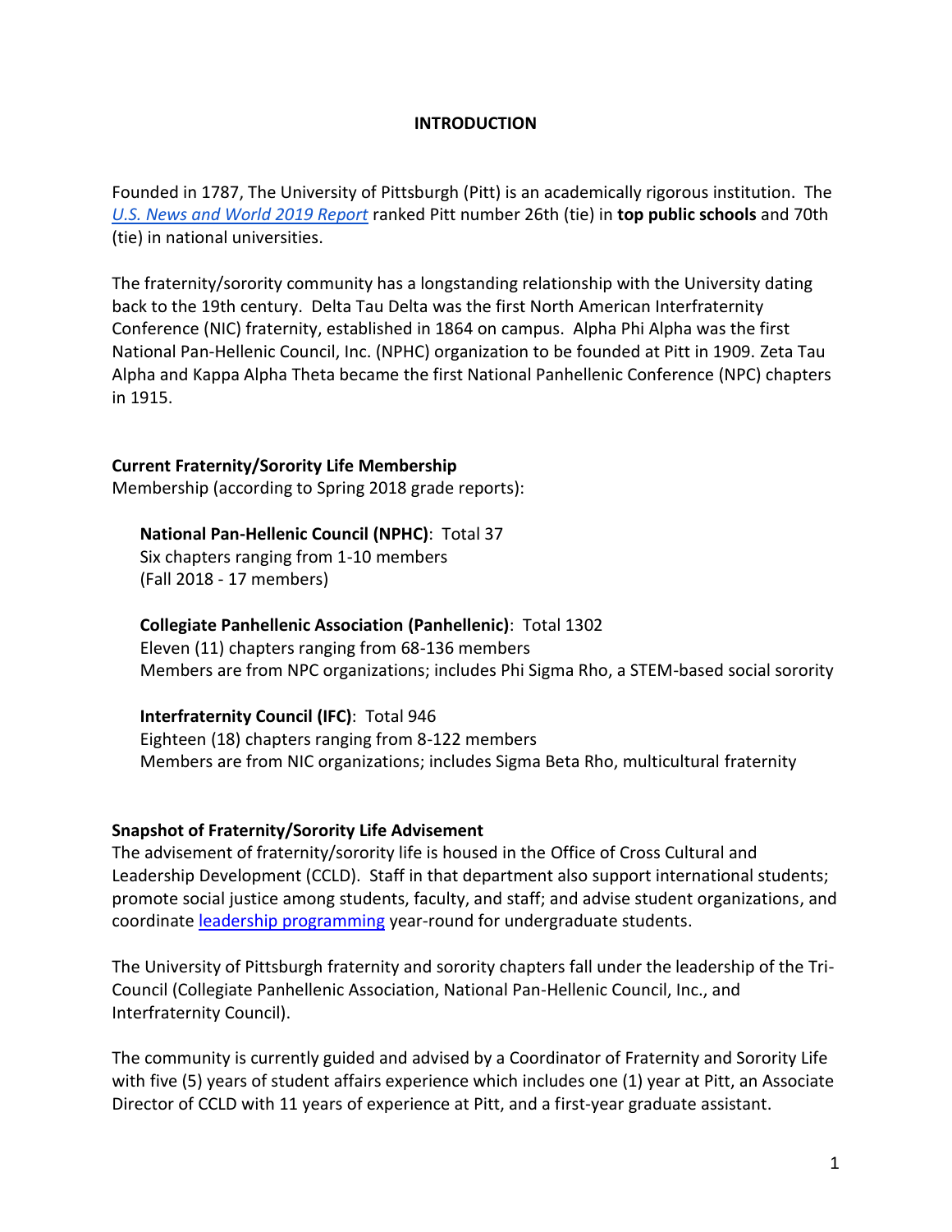# INTRODUCTION

Founded in 1787, The University of Pittsburgh (Pitt) is an academically rigorous institution. The *U.S. News and World 2019 Report* ranked Pitt number 26th (tie) in **top public schools** and 70th (tie) in national universities.

The fraternity/sorority community has a longstanding relationship with the University dating back to the 19th century. Delta Tau Delta was the first North American Interfraternity Conference (NIC) fraternity, established in 1864 on campus. Alpha Phi Alpha was the first National Pan-Hellenic Council, Inc. (NPHC) organization to be founded at Pitt in 1909. Zeta Tau Alpha and Kappa Alpha Theta became the first National Panhellenic Conference (NPC) chapters in 1915.

## Current Fraternity/Sorority Life Membership

Membership (according to Spring 2018 grade reports):

**National Pan-Hellenic Council (NPHC)**: Total 37
Six chapters ranging from 1-10 members
(Fall 2018 - 17 members)

**Collegiate Panhellenic Association (Panhellenic)**: Total 1302
Eleven (11) chapters ranging from 68-136 members
Members are from NPC organizations; includes Phi Sigma Rho, a STEM-based social sorority

**Interfraternity Council (IFC)**: Total 946
Eighteen (18) chapters ranging from 8-122 members
Members are from NIC organizations; includes Sigma Beta Rho, multicultural fraternity

## Snapshot of Fraternity/Sorority Life Advisement

The advisement of fraternity/sorority life is housed in the Office of Cross Cultural and Leadership Development (CCLD). Staff in that department also support international students; promote social justice among students, faculty, and staff; and advise student organizations, and coordinate leadership programming year-round for undergraduate students.

The University of Pittsburgh fraternity and sorority chapters fall under the leadership of the Tri-Council (Collegiate Panhellenic Association, National Pan-Hellenic Council, Inc., and Interfraternity Council).

The community is currently guided and advised by a Coordinator of Fraternity and Sorority Life with five (5) years of student affairs experience which includes one (1) year at Pitt, an Associate Director of CCLD with 11 years of experience at Pitt, and a first-year graduate assistant.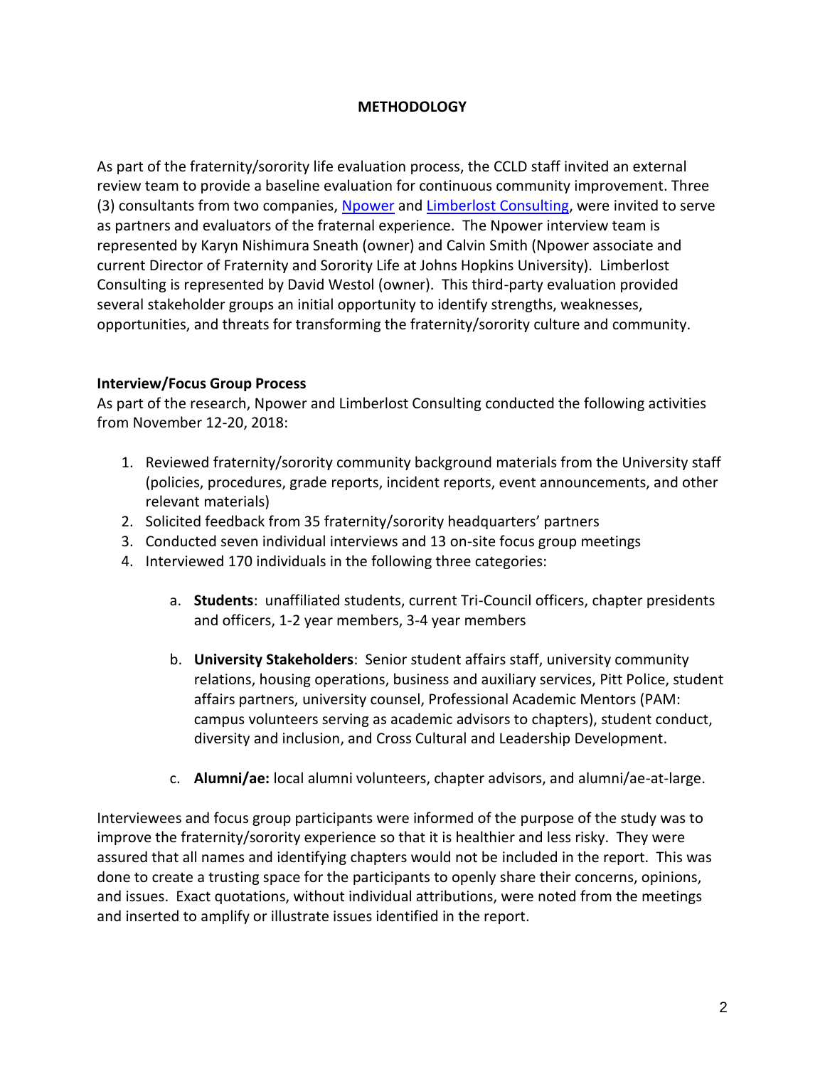## METHODOLOGY

As part of the fraternity/sorority life evaluation process, the CCLD staff invited an external review team to provide a baseline evaluation for continuous community improvement. Three (3) consultants from two companies, Npower and Limberlost Consulting, were invited to serve as partners and evaluators of the fraternal experience. The Npower interview team is represented by Karyn Nishimura Sneath (owner) and Calvin Smith (Npower associate and current Director of Fraternity and Sorority Life at Johns Hopkins University). Limberlost Consulting is represented by David Westol (owner). This third-party evaluation provided several stakeholder groups an initial opportunity to identify strengths, weaknesses, opportunities, and threats for transforming the fraternity/sorority culture and community.

### Interview/Focus Group Process

As part of the research, Npower and Limberlost Consulting conducted the following activities from November 12-20, 2018:

1. Reviewed fraternity/sorority community background materials from the University staff (policies, procedures, grade reports, incident reports, event announcements, and other relevant materials)
2. Solicited feedback from 35 fraternity/sorority headquarters' partners
3. Conducted seven individual interviews and 13 on-site focus group meetings
4. Interviewed 170 individuals in the following three categories:

    a. **Students**: unaffiliated students, current Tri-Council officers, chapter presidents and officers, 1-2 year members, 3-4 year members

    b. **University Stakeholders**: Senior student affairs staff, university community relations, housing operations, business and auxiliary services, Pitt Police, student affairs partners, university counsel, Professional Academic Mentors (PAM: campus volunteers serving as academic advisors to chapters), student conduct, diversity and inclusion, and Cross Cultural and Leadership Development.

    c. **Alumni/ae:** local alumni volunteers, chapter advisors, and alumni/ae-at-large.

Interviewees and focus group participants were informed of the purpose of the study was to improve the fraternity/sorority experience so that it is healthier and less risky. They were assured that all names and identifying chapters would not be included in the report. This was done to create a trusting space for the participants to openly share their concerns, opinions, and issues. Exact quotations, without individual attributions, were noted from the meetings and inserted to amplify or illustrate issues identified in the report.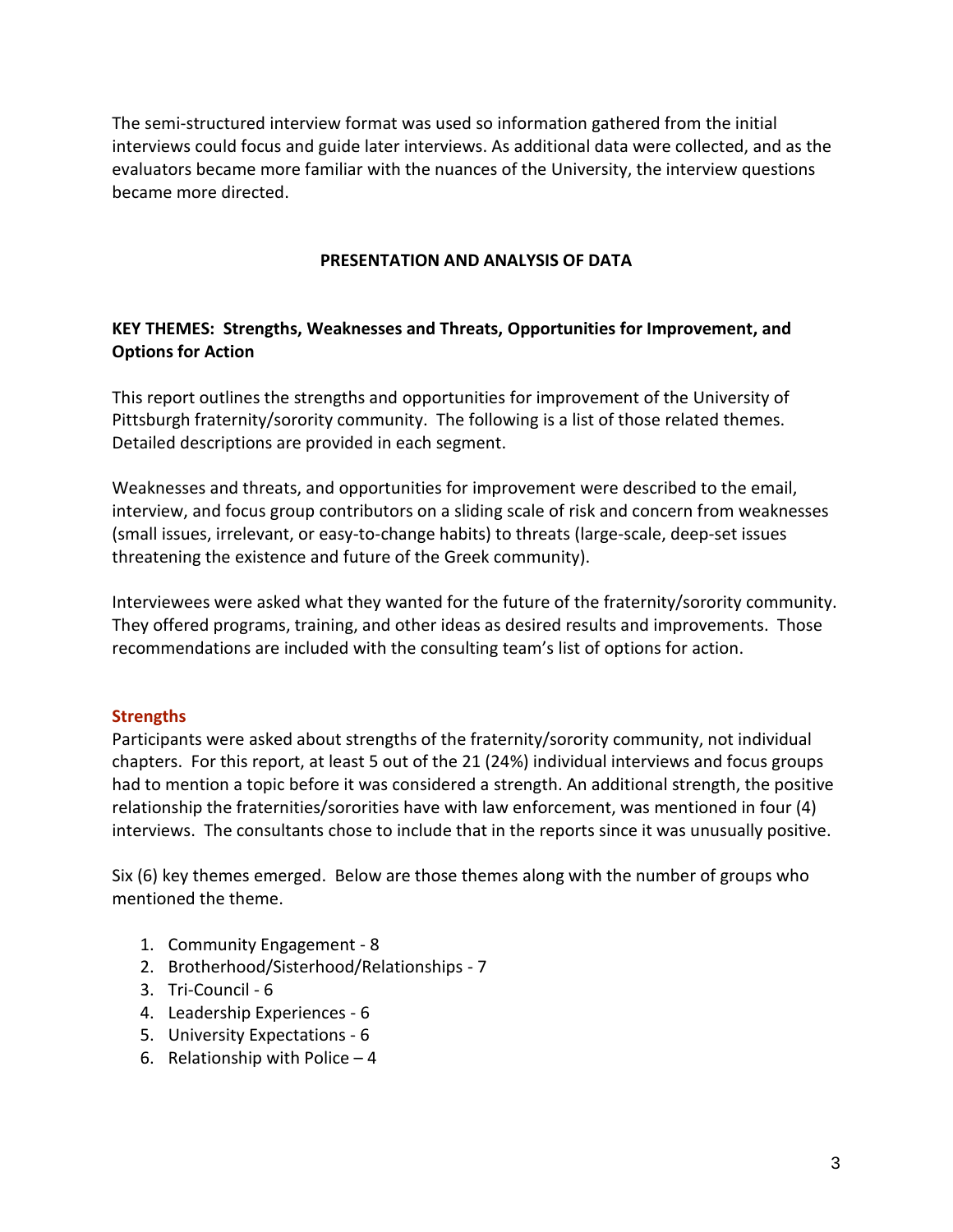The semi-structured interview format was used so information gathered from the initial interviews could focus and guide later interviews. As additional data were collected, and as the evaluators became more familiar with the nuances of the University, the interview questions became more directed.

## PRESENTATION AND ANALYSIS OF DATA

### KEY THEMES: Strengths, Weaknesses and Threats, Opportunities for Improvement, and Options for Action

This report outlines the strengths and opportunities for improvement of the University of Pittsburgh fraternity/sorority community. The following is a list of those related themes. Detailed descriptions are provided in each segment.

Weaknesses and threats, and opportunities for improvement were described to the email, interview, and focus group contributors on a sliding scale of risk and concern from weaknesses (small issues, irrelevant, or easy-to-change habits) to threats (large-scale, deep-set issues threatening the existence and future of the Greek community).

Interviewees were asked what they wanted for the future of the fraternity/sorority community. They offered programs, training, and other ideas as desired results and improvements. Those recommendations are included with the consulting team's list of options for action.

#### Strengths

Participants were asked about strengths of the fraternity/sorority community, not individual chapters. For this report, at least 5 out of the 21 (24%) individual interviews and focus groups had to mention a topic before it was considered a strength. An additional strength, the positive relationship the fraternities/sororities have with law enforcement, was mentioned in four (4) interviews. The consultants chose to include that in the reports since it was unusually positive.

Six (6) key themes emerged. Below are those themes along with the number of groups who mentioned the theme.

1. Community Engagement - 8
2. Brotherhood/Sisterhood/Relationships - 7
3. Tri-Council - 6
4. Leadership Experiences - 6
5. University Expectations - 6
6. Relationship with Police – 4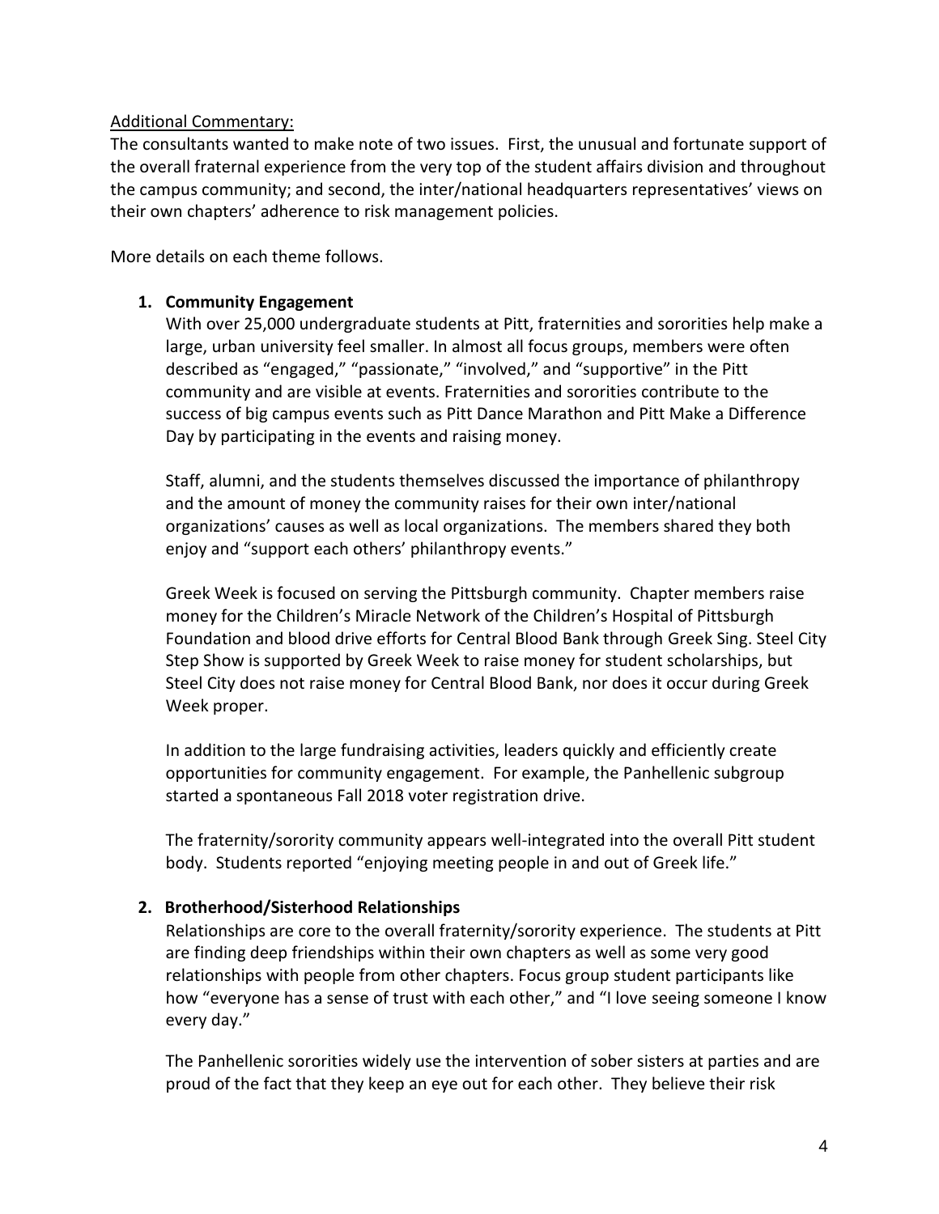Additional Commentary:

The consultants wanted to make note of two issues. First, the unusual and fortunate support of the overall fraternal experience from the very top of the student affairs division and throughout the campus community; and second, the inter/national headquarters representatives' views on their own chapters' adherence to risk management policies.

More details on each theme follows.

1. **Community Engagement**

   With over 25,000 undergraduate students at Pitt, fraternities and sororities help make a large, urban university feel smaller. In almost all focus groups, members were often described as "engaged," "passionate," "involved," and "supportive" in the Pitt community and are visible at events. Fraternities and sororities contribute to the success of big campus events such as Pitt Dance Marathon and Pitt Make a Difference Day by participating in the events and raising money.

   Staff, alumni, and the students themselves discussed the importance of philanthropy and the amount of money the community raises for their own inter/national organizations' causes as well as local organizations. The members shared they both enjoy and "support each others' philanthropy events."

   Greek Week is focused on serving the Pittsburgh community. Chapter members raise money for the Children's Miracle Network of the Children's Hospital of Pittsburgh Foundation and blood drive efforts for Central Blood Bank through Greek Sing. Steel City Step Show is supported by Greek Week to raise money for student scholarships, but Steel City does not raise money for Central Blood Bank, nor does it occur during Greek Week proper.

   In addition to the large fundraising activities, leaders quickly and efficiently create opportunities for community engagement. For example, the Panhellenic subgroup started a spontaneous Fall 2018 voter registration drive.

   The fraternity/sorority community appears well-integrated into the overall Pitt student body. Students reported "enjoying meeting people in and out of Greek life."

2. **Brotherhood/Sisterhood Relationships**

   Relationships are core to the overall fraternity/sorority experience. The students at Pitt are finding deep friendships within their own chapters as well as some very good relationships with people from other chapters. Focus group student participants like how "everyone has a sense of trust with each other," and "I love seeing someone I know every day."

   The Panhellenic sororities widely use the intervention of sober sisters at parties and are proud of the fact that they keep an eye out for each other. They believe their risk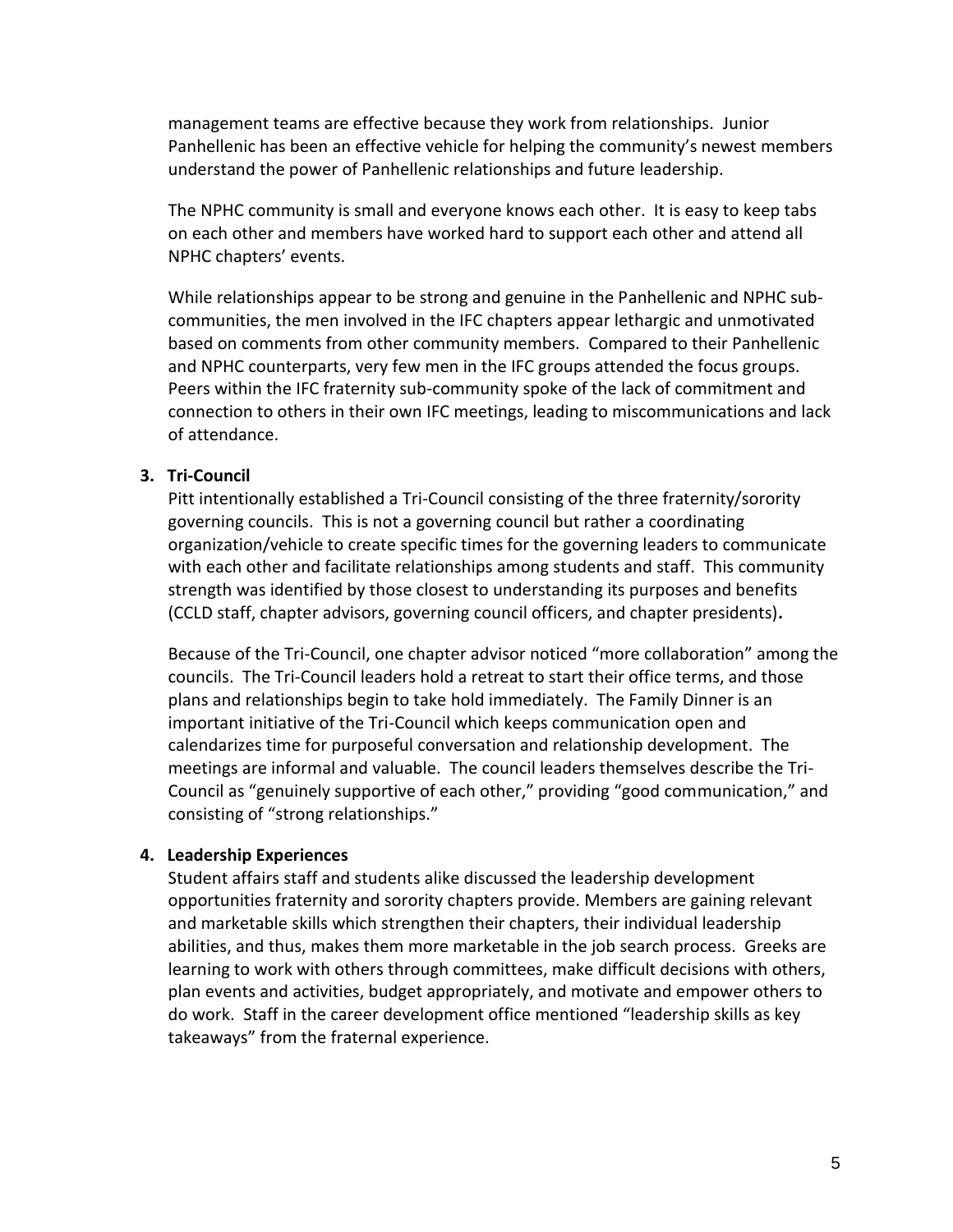management teams are effective because they work from relationships. Junior Panhellenic has been an effective vehicle for helping the community's newest members understand the power of Panhellenic relationships and future leadership.

The NPHC community is small and everyone knows each other. It is easy to keep tabs on each other and members have worked hard to support each other and attend all NPHC chapters' events.

While relationships appear to be strong and genuine in the Panhellenic and NPHC sub-communities, the men involved in the IFC chapters appear lethargic and unmotivated based on comments from other community members. Compared to their Panhellenic and NPHC counterparts, very few men in the IFC groups attended the focus groups. Peers within the IFC fraternity sub-community spoke of the lack of commitment and connection to others in their own IFC meetings, leading to miscommunications and lack of attendance.

**3. Tri-Council**

Pitt intentionally established a Tri-Council consisting of the three fraternity/sorority governing councils. This is not a governing council but rather a coordinating organization/vehicle to create specific times for the governing leaders to communicate with each other and facilitate relationships among students and staff. This community strength was identified by those closest to understanding its purposes and benefits (CCLD staff, chapter advisors, governing council officers, and chapter presidents)**.**

Because of the Tri-Council, one chapter advisor noticed "more collaboration" among the councils. The Tri-Council leaders hold a retreat to start their office terms, and those plans and relationships begin to take hold immediately. The Family Dinner is an important initiative of the Tri-Council which keeps communication open and calendarizes time for purposeful conversation and relationship development. The meetings are informal and valuable. The council leaders themselves describe the Tri-Council as "genuinely supportive of each other," providing "good communication," and consisting of "strong relationships."

**4. Leadership Experiences**

Student affairs staff and students alike discussed the leadership development opportunities fraternity and sorority chapters provide. Members are gaining relevant and marketable skills which strengthen their chapters, their individual leadership abilities, and thus, makes them more marketable in the job search process. Greeks are learning to work with others through committees, make difficult decisions with others, plan events and activities, budget appropriately, and motivate and empower others to do work. Staff in the career development office mentioned "leadership skills as key takeaways" from the fraternal experience.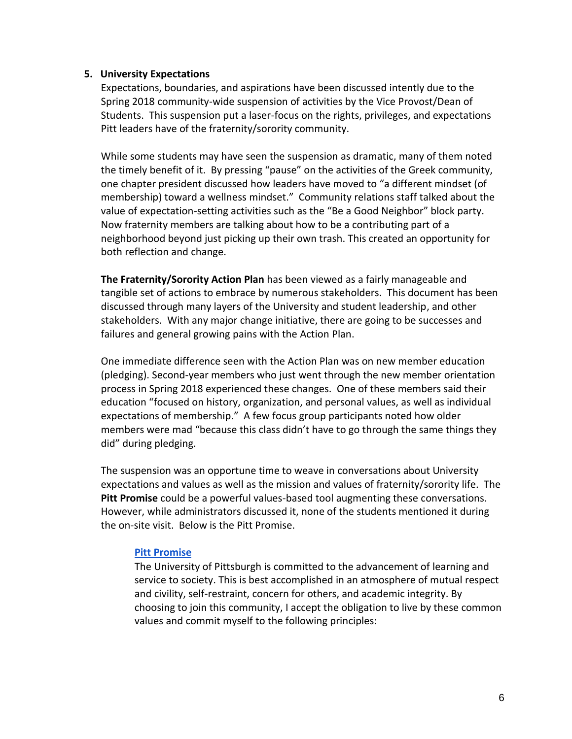## 5. University Expectations

Expectations, boundaries, and aspirations have been discussed intently due to the Spring 2018 community-wide suspension of activities by the Vice Provost/Dean of Students. This suspension put a laser-focus on the rights, privileges, and expectations Pitt leaders have of the fraternity/sorority community.

While some students may have seen the suspension as dramatic, many of them noted the timely benefit of it. By pressing "pause" on the activities of the Greek community, one chapter president discussed how leaders have moved to "a different mindset (of membership) toward a wellness mindset." Community relations staff talked about the value of expectation-setting activities such as the "Be a Good Neighbor" block party. Now fraternity members are talking about how to be a contributing part of a neighborhood beyond just picking up their own trash. This created an opportunity for both reflection and change.

**The Fraternity/Sorority Action Plan** has been viewed as a fairly manageable and tangible set of actions to embrace by numerous stakeholders. This document has been discussed through many layers of the University and student leadership, and other stakeholders. With any major change initiative, there are going to be successes and failures and general growing pains with the Action Plan.

One immediate difference seen with the Action Plan was on new member education (pledging). Second-year members who just went through the new member orientation process in Spring 2018 experienced these changes. One of these members said their education "focused on history, organization, and personal values, as well as individual expectations of membership." A few focus group participants noted how older members were mad "because this class didn't have to go through the same things they did" during pledging.

The suspension was an opportune time to weave in conversations about University expectations and values as well as the mission and values of fraternity/sorority life. The **Pitt Promise** could be a powerful values-based tool augmenting these conversations. However, while administrators discussed it, none of the students mentioned it during the on-site visit. Below is the Pitt Promise.

> **Pitt Promise**
>
> The University of Pittsburgh is committed to the advancement of learning and service to society. This is best accomplished in an atmosphere of mutual respect and civility, self-restraint, concern for others, and academic integrity. By choosing to join this community, I accept the obligation to live by these common values and commit myself to the following principles: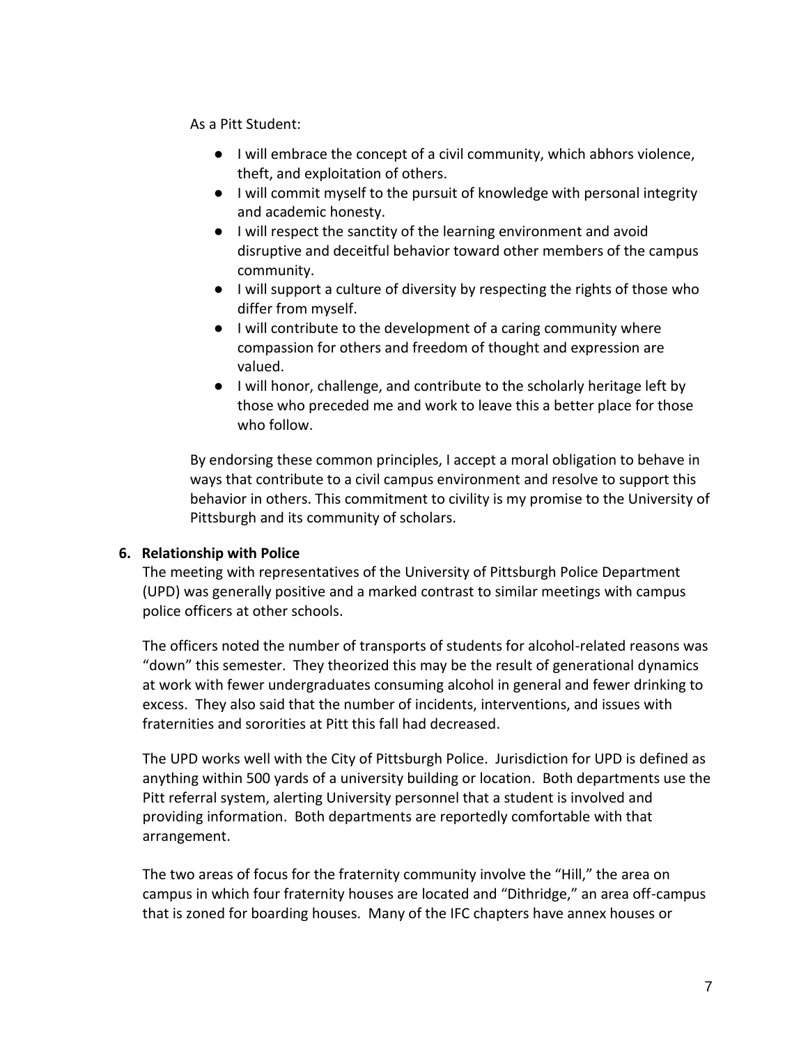As a Pitt Student:

- I will embrace the concept of a civil community, which abhors violence, theft, and exploitation of others.
- I will commit myself to the pursuit of knowledge with personal integrity and academic honesty.
- I will respect the sanctity of the learning environment and avoid disruptive and deceitful behavior toward other members of the campus community.
- I will support a culture of diversity by respecting the rights of those who differ from myself.
- I will contribute to the development of a caring community where compassion for others and freedom of thought and expression are valued.
- I will honor, challenge, and contribute to the scholarly heritage left by those who preceded me and work to leave this a better place for those who follow.

By endorsing these common principles, I accept a moral obligation to behave in ways that contribute to a civil campus environment and resolve to support this behavior in others. This commitment to civility is my promise to the University of Pittsburgh and its community of scholars.

**6. Relationship with Police**

The meeting with representatives of the University of Pittsburgh Police Department (UPD) was generally positive and a marked contrast to similar meetings with campus police officers at other schools.

The officers noted the number of transports of students for alcohol-related reasons was "down" this semester. They theorized this may be the result of generational dynamics at work with fewer undergraduates consuming alcohol in general and fewer drinking to excess. They also said that the number of incidents, interventions, and issues with fraternities and sororities at Pitt this fall had decreased.

The UPD works well with the City of Pittsburgh Police. Jurisdiction for UPD is defined as anything within 500 yards of a university building or location. Both departments use the Pitt referral system, alerting University personnel that a student is involved and providing information. Both departments are reportedly comfortable with that arrangement.

The two areas of focus for the fraternity community involve the "Hill," the area on campus in which four fraternity houses are located and "Dithridge," an area off-campus that is zoned for boarding houses. Many of the IFC chapters have annex houses or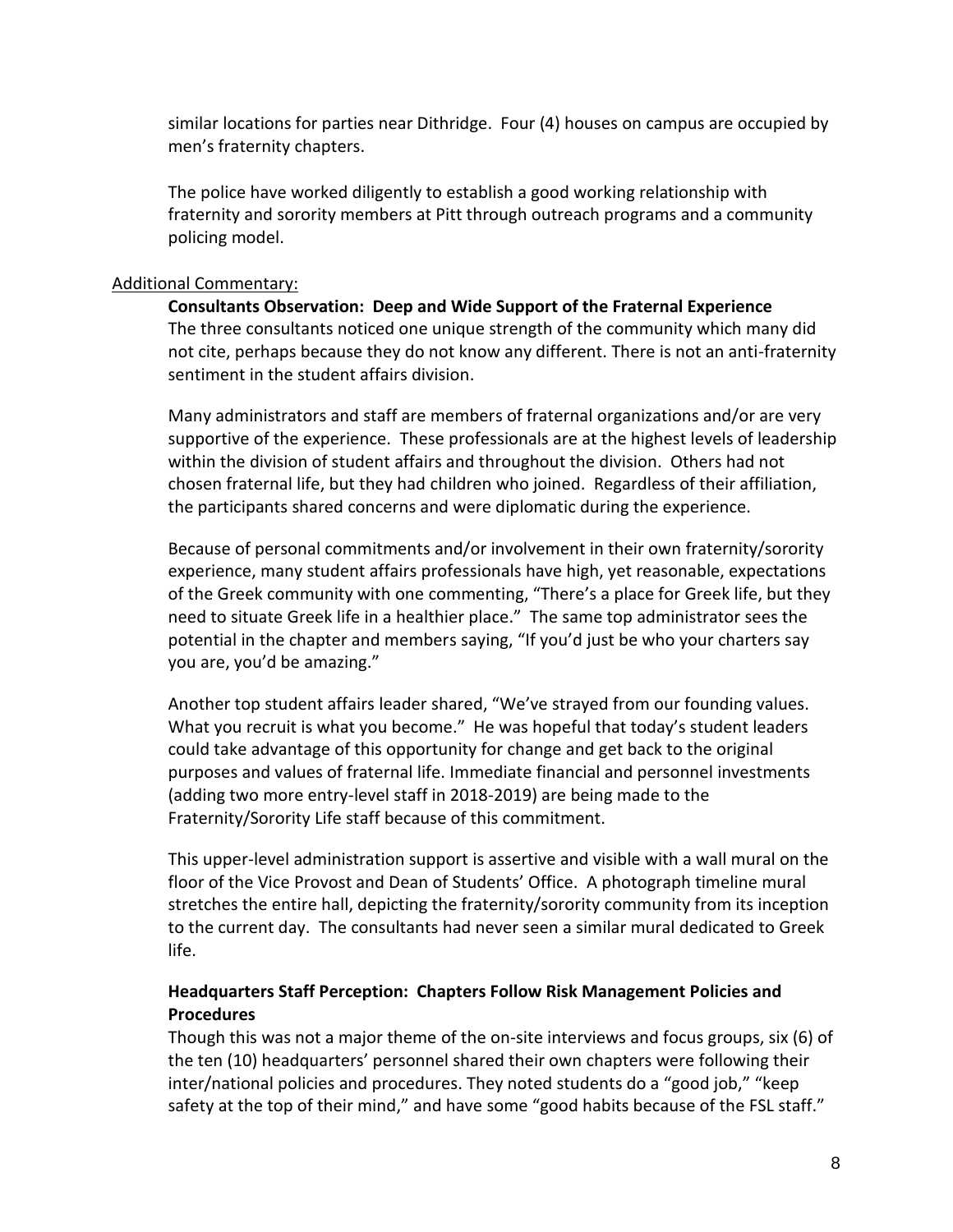similar locations for parties near Dithridge. Four (4) houses on campus are occupied by men's fraternity chapters.

The police have worked diligently to establish a good working relationship with fraternity and sorority members at Pitt through outreach programs and a community policing model.

<u>Additional Commentary:</u>

**Consultants Observation: Deep and Wide Support of the Fraternal Experience**

The three consultants noticed one unique strength of the community which many did not cite, perhaps because they do not know any different. There is not an anti-fraternity sentiment in the student affairs division.

Many administrators and staff are members of fraternal organizations and/or are very supportive of the experience. These professionals are at the highest levels of leadership within the division of student affairs and throughout the division. Others had not chosen fraternal life, but they had children who joined. Regardless of their affiliation, the participants shared concerns and were diplomatic during the experience.

Because of personal commitments and/or involvement in their own fraternity/sorority experience, many student affairs professionals have high, yet reasonable, expectations of the Greek community with one commenting, "There's a place for Greek life, but they need to situate Greek life in a healthier place." The same top administrator sees the potential in the chapter and members saying, "If you'd just be who your charters say you are, you'd be amazing."

Another top student affairs leader shared, "We've strayed from our founding values. What you recruit is what you become." He was hopeful that today's student leaders could take advantage of this opportunity for change and get back to the original purposes and values of fraternal life. Immediate financial and personnel investments (adding two more entry-level staff in 2018-2019) are being made to the Fraternity/Sorority Life staff because of this commitment.

This upper-level administration support is assertive and visible with a wall mural on the floor of the Vice Provost and Dean of Students' Office. A photograph timeline mural stretches the entire hall, depicting the fraternity/sorority community from its inception to the current day. The consultants had never seen a similar mural dedicated to Greek life.

**Headquarters Staff Perception: Chapters Follow Risk Management Policies and Procedures**

Though this was not a major theme of the on-site interviews and focus groups, six (6) of the ten (10) headquarters' personnel shared their own chapters were following their inter/national policies and procedures. They noted students do a "good job," "keep safety at the top of their mind," and have some "good habits because of the FSL staff."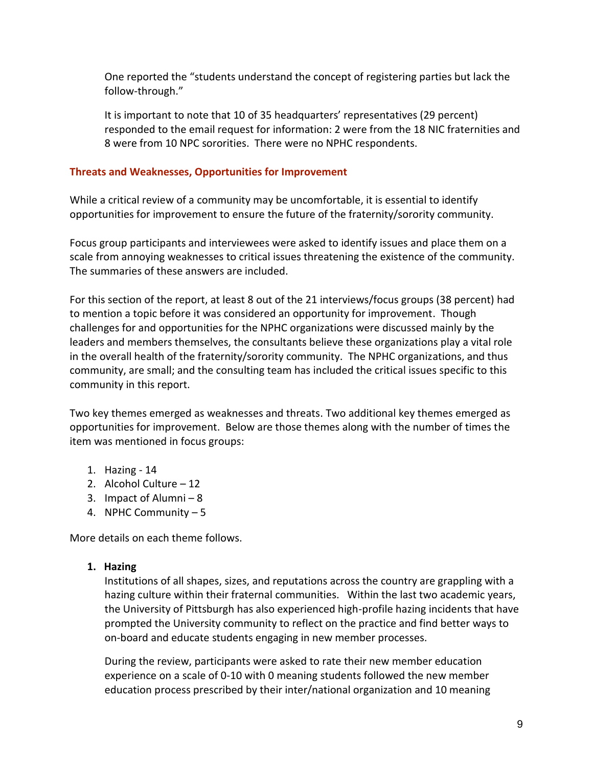One reported the "students understand the concept of registering parties but lack the follow-through."

It is important to note that 10 of 35 headquarters' representatives (29 percent) responded to the email request for information: 2 were from the 18 NIC fraternities and 8 were from 10 NPC sororities. There were no NPHC respondents.

## Threats and Weaknesses, Opportunities for Improvement

While a critical review of a community may be uncomfortable, it is essential to identify opportunities for improvement to ensure the future of the fraternity/sorority community.

Focus group participants and interviewees were asked to identify issues and place them on a scale from annoying weaknesses to critical issues threatening the existence of the community. The summaries of these answers are included.

For this section of the report, at least 8 out of the 21 interviews/focus groups (38 percent) had to mention a topic before it was considered an opportunity for improvement. Though challenges for and opportunities for the NPHC organizations were discussed mainly by the leaders and members themselves, the consultants believe these organizations play a vital role in the overall health of the fraternity/sorority community. The NPHC organizations, and thus community, are small; and the consulting team has included the critical issues specific to this community in this report.

Two key themes emerged as weaknesses and threats. Two additional key themes emerged as opportunities for improvement. Below are those themes along with the number of times the item was mentioned in focus groups:

1. Hazing - 14
2. Alcohol Culture – 12
3. Impact of Alumni – 8
4. NPHC Community – 5

More details on each theme follows.

1. **Hazing**

   Institutions of all shapes, sizes, and reputations across the country are grappling with a hazing culture within their fraternal communities. Within the last two academic years, the University of Pittsburgh has also experienced high-profile hazing incidents that have prompted the University community to reflect on the practice and find better ways to on-board and educate students engaging in new member processes.

   During the review, participants were asked to rate their new member education experience on a scale of 0-10 with 0 meaning students followed the new member education process prescribed by their inter/national organization and 10 meaning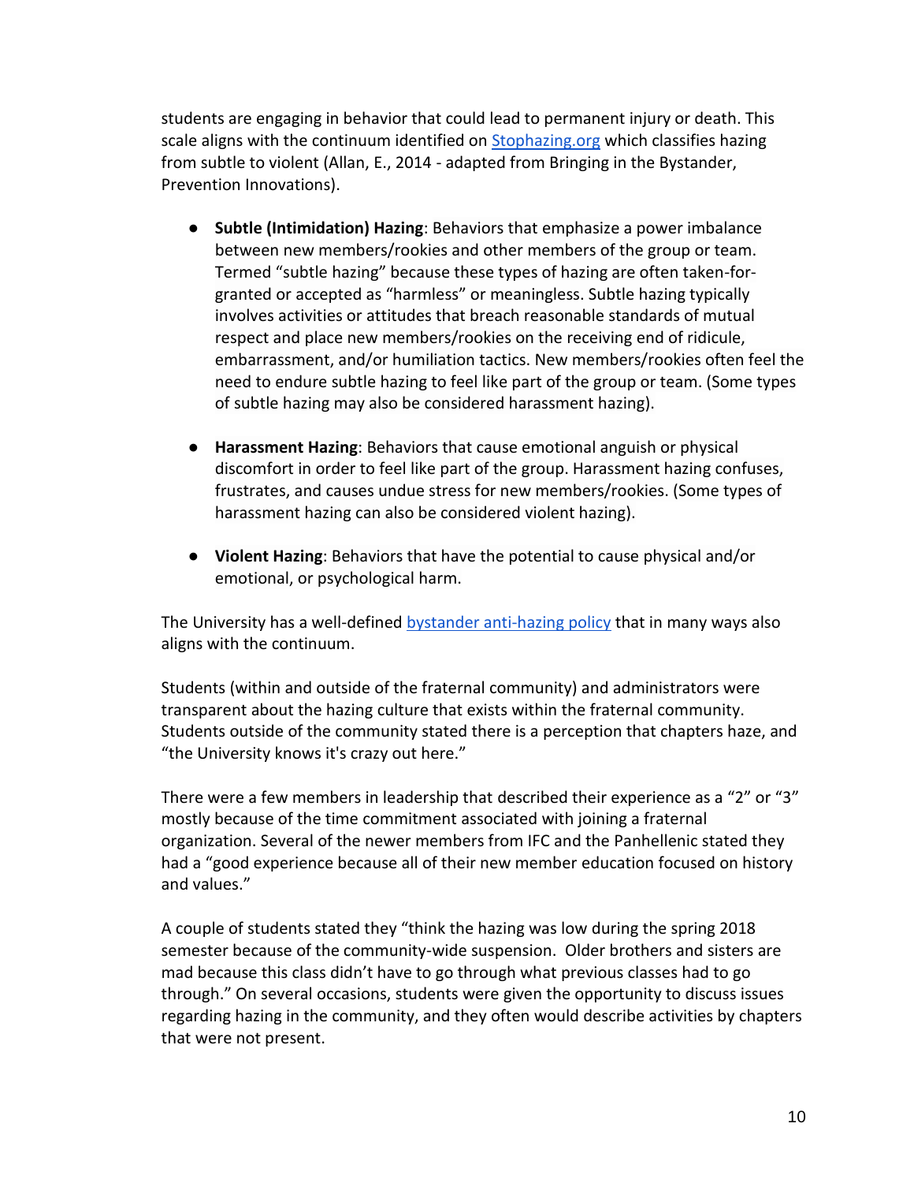students are engaging in behavior that could lead to permanent injury or death. This scale aligns with the continuum identified on [Stophazing.org](Stophazing.org) which classifies hazing from subtle to violent (Allan, E., 2014 - adapted from Bringing in the Bystander, Prevention Innovations).

- **Subtle (Intimidation) Hazing**: Behaviors that emphasize a power imbalance between new members/rookies and other members of the group or team. Termed "subtle hazing" because these types of hazing are often taken-for-granted or accepted as "harmless" or meaningless. Subtle hazing typically involves activities or attitudes that breach reasonable standards of mutual respect and place new members/rookies on the receiving end of ridicule, embarrassment, and/or humiliation tactics. New members/rookies often feel the need to endure subtle hazing to feel like part of the group or team. (Some types of subtle hazing may also be considered harassment hazing).

- **Harassment Hazing**: Behaviors that cause emotional anguish or physical discomfort in order to feel like part of the group. Harassment hazing confuses, frustrates, and causes undue stress for new members/rookies. (Some types of harassment hazing can also be considered violent hazing).

- **Violent Hazing**: Behaviors that have the potential to cause physical and/or emotional, or psychological harm.

The University has a well-defined bystander anti-hazing policy that in many ways also aligns with the continuum.

Students (within and outside of the fraternal community) and administrators were transparent about the hazing culture that exists within the fraternal community. Students outside of the community stated there is a perception that chapters haze, and "the University knows it's crazy out here."

There were a few members in leadership that described their experience as a "2" or "3" mostly because of the time commitment associated with joining a fraternal organization. Several of the newer members from IFC and the Panhellenic stated they had a "good experience because all of their new member education focused on history and values."

A couple of students stated they "think the hazing was low during the spring 2018 semester because of the community-wide suspension. Older brothers and sisters are mad because this class didn't have to go through what previous classes had to go through." On several occasions, students were given the opportunity to discuss issues regarding hazing in the community, and they often would describe activities by chapters that were not present.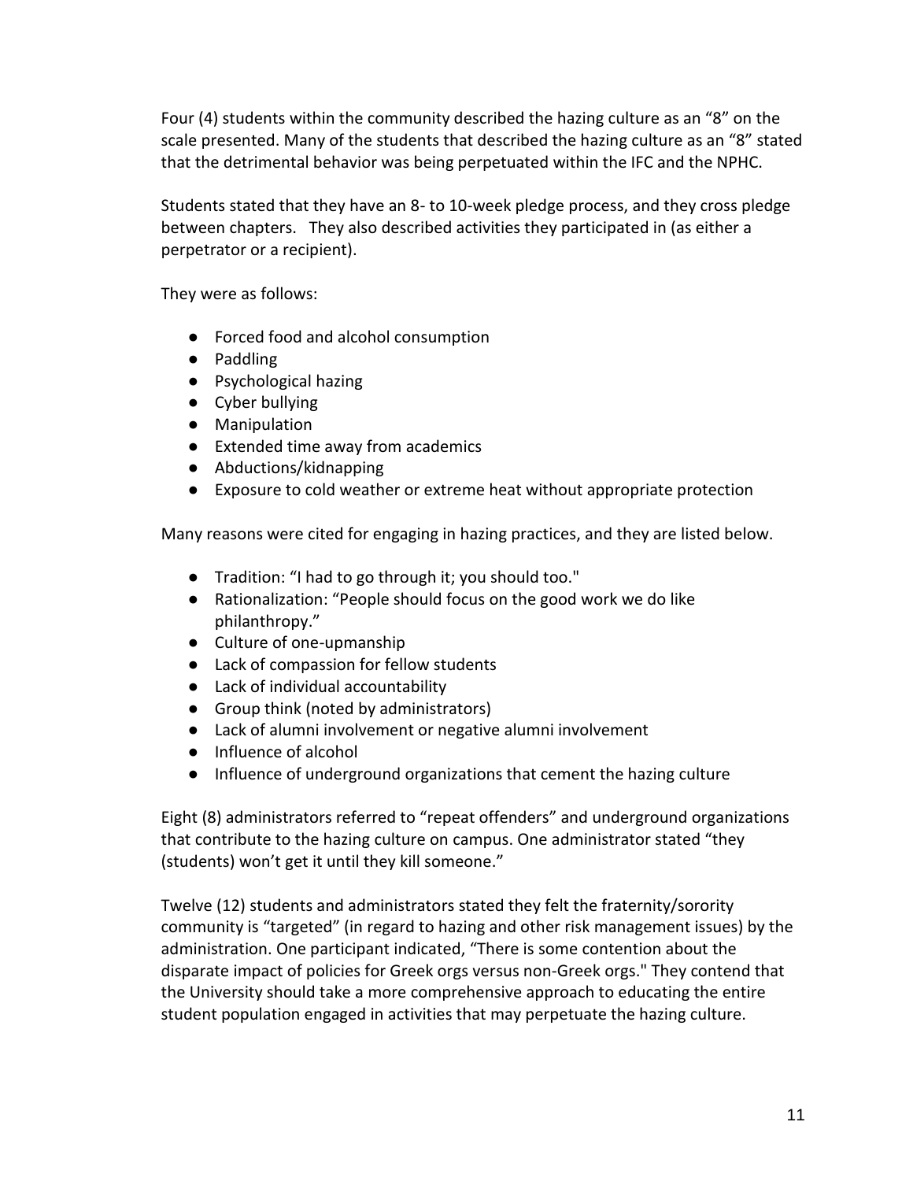Four (4) students within the community described the hazing culture as an “8” on the scale presented. Many of the students that described the hazing culture as an “8” stated that the detrimental behavior was being perpetuated within the IFC and the NPHC.

Students stated that they have an 8- to 10-week pledge process, and they cross pledge between chapters. They also described activities they participated in (as either a perpetrator or a recipient).

They were as follows:

- Forced food and alcohol consumption
- Paddling
- Psychological hazing
- Cyber bullying
- Manipulation
- Extended time away from academics
- Abductions/kidnapping
- Exposure to cold weather or extreme heat without appropriate protection

Many reasons were cited for engaging in hazing practices, and they are listed below.

- Tradition: “I had to go through it; you should too."
- Rationalization: “People should focus on the good work we do like philanthropy.”
- Culture of one-upmanship
- Lack of compassion for fellow students
- Lack of individual accountability
- Group think (noted by administrators)
- Lack of alumni involvement or negative alumni involvement
- Influence of alcohol
- Influence of underground organizations that cement the hazing culture

Eight (8) administrators referred to “repeat offenders” and underground organizations that contribute to the hazing culture on campus. One administrator stated “they (students) won’t get it until they kill someone.”

Twelve (12) students and administrators stated they felt the fraternity/sorority community is “targeted” (in regard to hazing and other risk management issues) by the administration. One participant indicated, “There is some contention about the disparate impact of policies for Greek orgs versus non-Greek orgs." They contend that the University should take a more comprehensive approach to educating the entire student population engaged in activities that may perpetuate the hazing culture.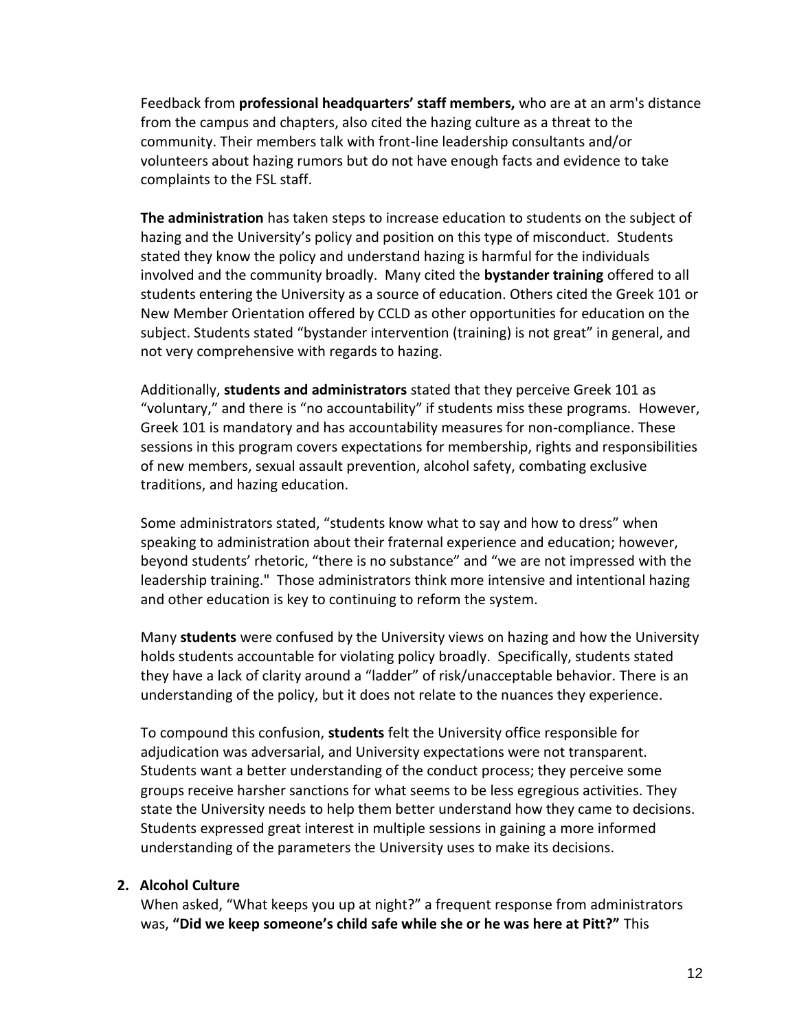Feedback from **professional headquarters' staff members,** who are at an arm's distance from the campus and chapters, also cited the hazing culture as a threat to the community. Their members talk with front-line leadership consultants and/or volunteers about hazing rumors but do not have enough facts and evidence to take complaints to the FSL staff.

**The administration** has taken steps to increase education to students on the subject of hazing and the University's policy and position on this type of misconduct. Students stated they know the policy and understand hazing is harmful for the individuals involved and the community broadly. Many cited the **bystander training** offered to all students entering the University as a source of education. Others cited the Greek 101 or New Member Orientation offered by CCLD as other opportunities for education on the subject. Students stated "bystander intervention (training) is not great" in general, and not very comprehensive with regards to hazing.

Additionally, **students and administrators** stated that they perceive Greek 101 as "voluntary," and there is "no accountability" if students miss these programs. However, Greek 101 is mandatory and has accountability measures for non-compliance. These sessions in this program covers expectations for membership, rights and responsibilities of new members, sexual assault prevention, alcohol safety, combating exclusive traditions, and hazing education.

Some administrators stated, "students know what to say and how to dress" when speaking to administration about their fraternal experience and education; however, beyond students' rhetoric, "there is no substance" and "we are not impressed with the leadership training." Those administrators think more intensive and intentional hazing and other education is key to continuing to reform the system.

Many **students** were confused by the University views on hazing and how the University holds students accountable for violating policy broadly. Specifically, students stated they have a lack of clarity around a "ladder" of risk/unacceptable behavior. There is an understanding of the policy, but it does not relate to the nuances they experience.

To compound this confusion, **students** felt the University office responsible for adjudication was adversarial, and University expectations were not transparent. Students want a better understanding of the conduct process; they perceive some groups receive harsher sanctions for what seems to be less egregious activities. They state the University needs to help them better understand how they came to decisions. Students expressed great interest in multiple sessions in gaining a more informed understanding of the parameters the University uses to make its decisions.

**2. Alcohol Culture**

When asked, "What keeps you up at night?" a frequent response from administrators was, **"Did we keep someone's child safe while she or he was here at Pitt?"** This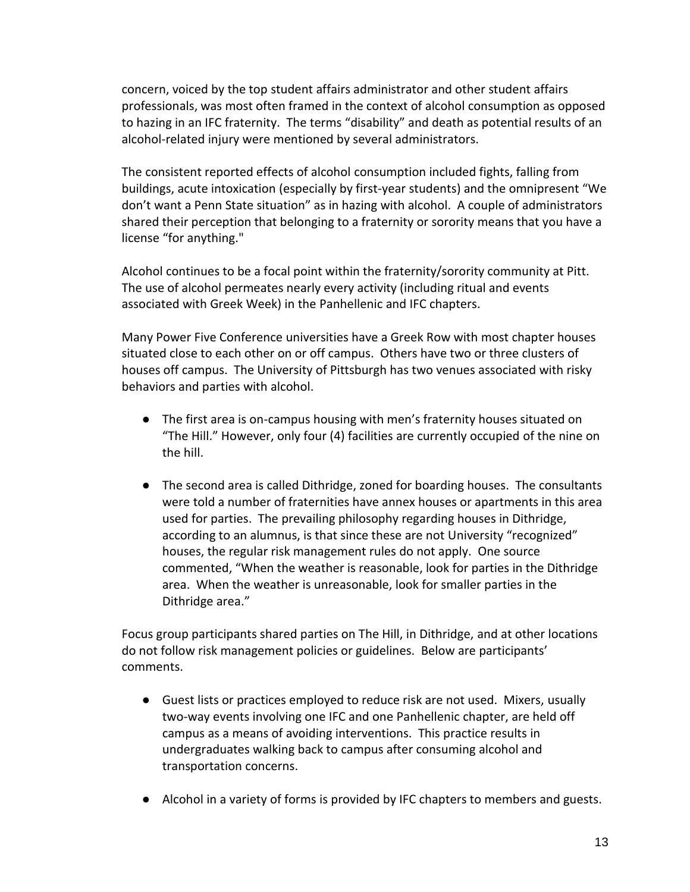concern, voiced by the top student affairs administrator and other student affairs professionals, was most often framed in the context of alcohol consumption as opposed to hazing in an IFC fraternity. The terms "disability" and death as potential results of an alcohol-related injury were mentioned by several administrators.

The consistent reported effects of alcohol consumption included fights, falling from buildings, acute intoxication (especially by first-year students) and the omnipresent "We don't want a Penn State situation" as in hazing with alcohol. A couple of administrators shared their perception that belonging to a fraternity or sorority means that you have a license "for anything."

Alcohol continues to be a focal point within the fraternity/sorority community at Pitt. The use of alcohol permeates nearly every activity (including ritual and events associated with Greek Week) in the Panhellenic and IFC chapters.

Many Power Five Conference universities have a Greek Row with most chapter houses situated close to each other on or off campus. Others have two or three clusters of houses off campus. The University of Pittsburgh has two venues associated with risky behaviors and parties with alcohol.

- The first area is on-campus housing with men's fraternity houses situated on "The Hill." However, only four (4) facilities are currently occupied of the nine on the hill.

- The second area is called Dithridge, zoned for boarding houses. The consultants were told a number of fraternities have annex houses or apartments in this area used for parties. The prevailing philosophy regarding houses in Dithridge, according to an alumnus, is that since these are not University "recognized" houses, the regular risk management rules do not apply. One source commented, "When the weather is reasonable, look for parties in the Dithridge area. When the weather is unreasonable, look for smaller parties in the Dithridge area."

Focus group participants shared parties on The Hill, in Dithridge, and at other locations do not follow risk management policies or guidelines. Below are participants' comments.

- Guest lists or practices employed to reduce risk are not used. Mixers, usually two-way events involving one IFC and one Panhellenic chapter, are held off campus as a means of avoiding interventions. This practice results in undergraduates walking back to campus after consuming alcohol and transportation concerns.

- Alcohol in a variety of forms is provided by IFC chapters to members and guests.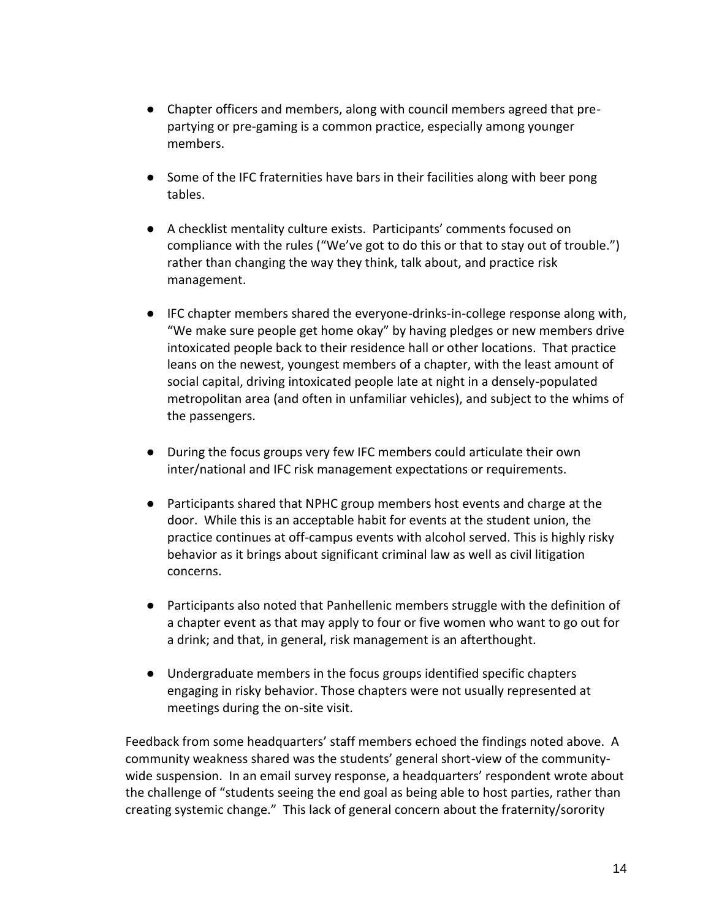- Chapter officers and members, along with council members agreed that pre-partying or pre-gaming is a common practice, especially among younger members.

- Some of the IFC fraternities have bars in their facilities along with beer pong tables.

- A checklist mentality culture exists. Participants' comments focused on compliance with the rules ("We've got to do this or that to stay out of trouble.") rather than changing the way they think, talk about, and practice risk management.

- IFC chapter members shared the everyone-drinks-in-college response along with, "We make sure people get home okay" by having pledges or new members drive intoxicated people back to their residence hall or other locations. That practice leans on the newest, youngest members of a chapter, with the least amount of social capital, driving intoxicated people late at night in a densely-populated metropolitan area (and often in unfamiliar vehicles), and subject to the whims of the passengers.

- During the focus groups very few IFC members could articulate their own inter/national and IFC risk management expectations or requirements.

- Participants shared that NPHC group members host events and charge at the door. While this is an acceptable habit for events at the student union, the practice continues at off-campus events with alcohol served. This is highly risky behavior as it brings about significant criminal law as well as civil litigation concerns.

- Participants also noted that Panhellenic members struggle with the definition of a chapter event as that may apply to four or five women who want to go out for a drink; and that, in general, risk management is an afterthought.

- Undergraduate members in the focus groups identified specific chapters engaging in risky behavior. Those chapters were not usually represented at meetings during the on-site visit.

Feedback from some headquarters' staff members echoed the findings noted above. A community weakness shared was the students' general short-view of the community-wide suspension. In an email survey response, a headquarters' respondent wrote about the challenge of "students seeing the end goal as being able to host parties, rather than creating systemic change." This lack of general concern about the fraternity/sorority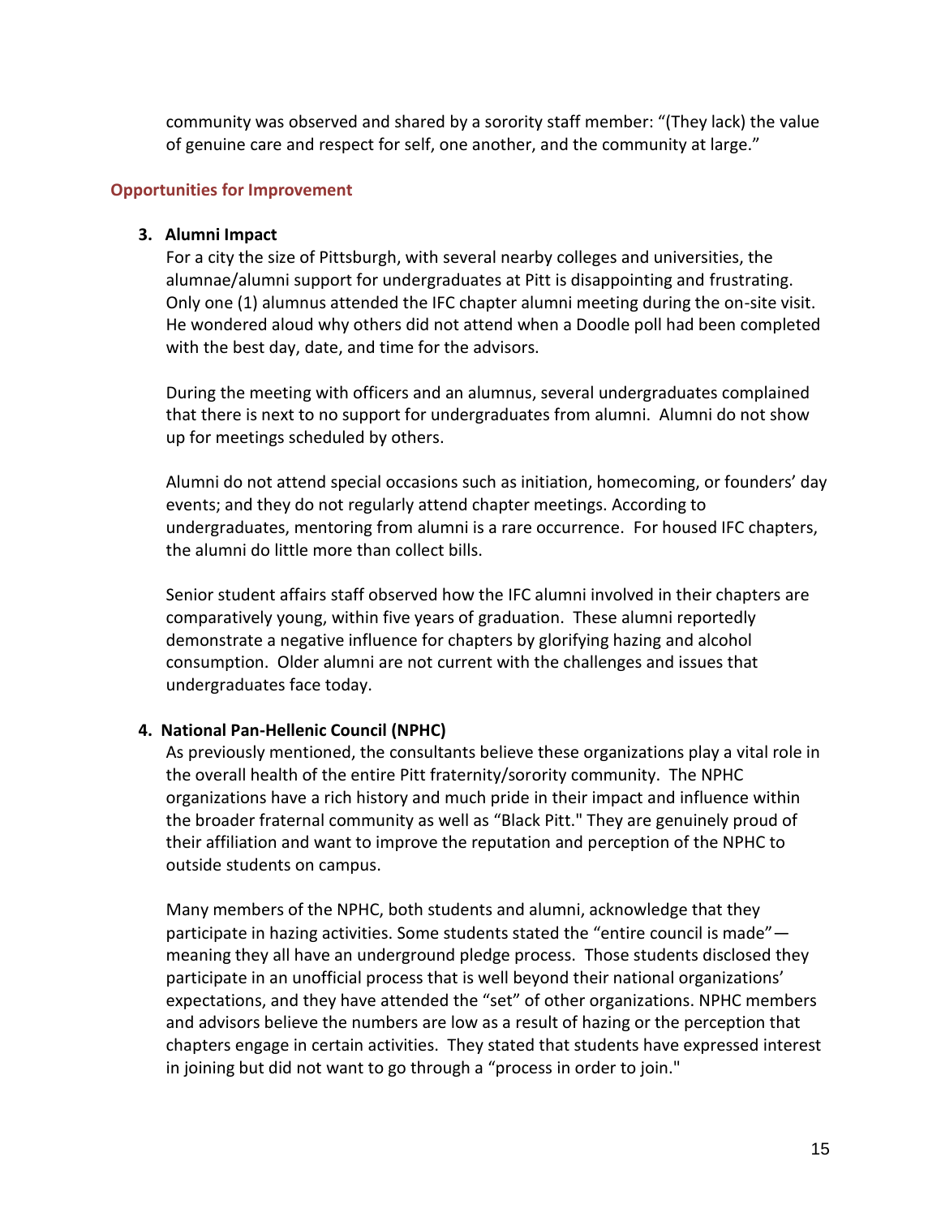community was observed and shared by a sorority staff member: "(They lack) the value of genuine care and respect for self, one another, and the community at large."

### Opportunities for Improvement

**3. Alumni Impact**

For a city the size of Pittsburgh, with several nearby colleges and universities, the alumnae/alumni support for undergraduates at Pitt is disappointing and frustrating. Only one (1) alumnus attended the IFC chapter alumni meeting during the on-site visit. He wondered aloud why others did not attend when a Doodle poll had been completed with the best day, date, and time for the advisors.

During the meeting with officers and an alumnus, several undergraduates complained that there is next to no support for undergraduates from alumni. Alumni do not show up for meetings scheduled by others.

Alumni do not attend special occasions such as initiation, homecoming, or founders' day events; and they do not regularly attend chapter meetings. According to undergraduates, mentoring from alumni is a rare occurrence. For housed IFC chapters, the alumni do little more than collect bills.

Senior student affairs staff observed how the IFC alumni involved in their chapters are comparatively young, within five years of graduation. These alumni reportedly demonstrate a negative influence for chapters by glorifying hazing and alcohol consumption. Older alumni are not current with the challenges and issues that undergraduates face today.

**4. National Pan-Hellenic Council (NPHC)**

As previously mentioned, the consultants believe these organizations play a vital role in the overall health of the entire Pitt fraternity/sorority community. The NPHC organizations have a rich history and much pride in their impact and influence within the broader fraternal community as well as "Black Pitt." They are genuinely proud of their affiliation and want to improve the reputation and perception of the NPHC to outside students on campus.

Many members of the NPHC, both students and alumni, acknowledge that they participate in hazing activities. Some students stated the "entire council is made"—meaning they all have an underground pledge process. Those students disclosed they participate in an unofficial process that is well beyond their national organizations' expectations, and they have attended the "set" of other organizations. NPHC members and advisors believe the numbers are low as a result of hazing or the perception that chapters engage in certain activities. They stated that students have expressed interest in joining but did not want to go through a "process in order to join."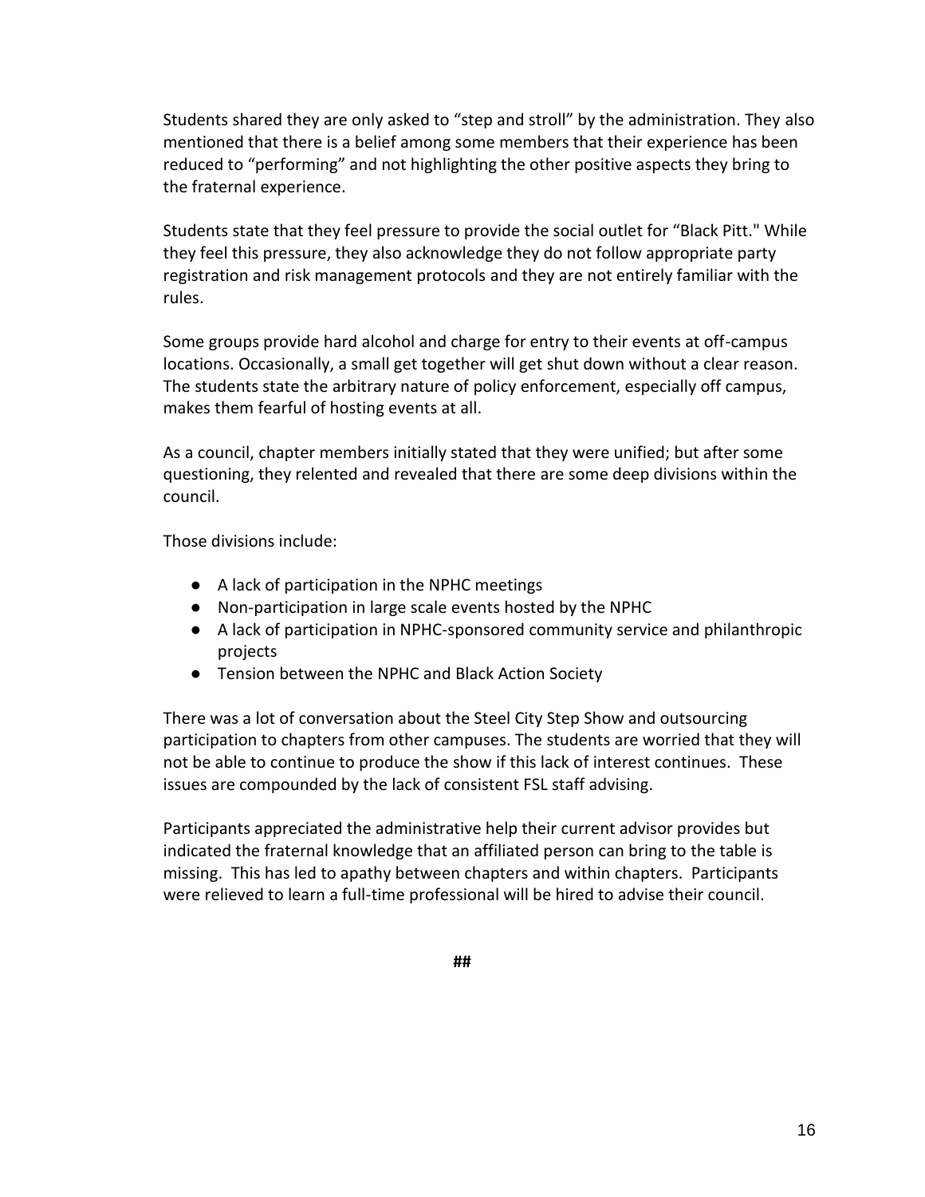Students shared they are only asked to “step and stroll” by the administration. They also mentioned that there is a belief among some members that their experience has been reduced to “performing” and not highlighting the other positive aspects they bring to the fraternal experience.

Students state that they feel pressure to provide the social outlet for “Black Pitt." While they feel this pressure, they also acknowledge they do not follow appropriate party registration and risk management protocols and they are not entirely familiar with the rules.

Some groups provide hard alcohol and charge for entry to their events at off-campus locations. Occasionally, a small get together will get shut down without a clear reason. The students state the arbitrary nature of policy enforcement, especially off campus, makes them fearful of hosting events at all.

As a council, chapter members initially stated that they were unified; but after some questioning, they relented and revealed that there are some deep divisions within the council.

Those divisions include:

- A lack of participation in the NPHC meetings
- Non-participation in large scale events hosted by the NPHC
- A lack of participation in NPHC-sponsored community service and philanthropic projects
- Tension between the NPHC and Black Action Society

There was a lot of conversation about the Steel City Step Show and outsourcing participation to chapters from other campuses. The students are worried that they will not be able to continue to produce the show if this lack of interest continues. These issues are compounded by the lack of consistent FSL staff advising.

Participants appreciated the administrative help their current advisor provides but indicated the fraternal knowledge that an affiliated person can bring to the table is missing. This has led to apathy between chapters and within chapters. Participants were relieved to learn a full-time professional will be hired to advise their council.

**##**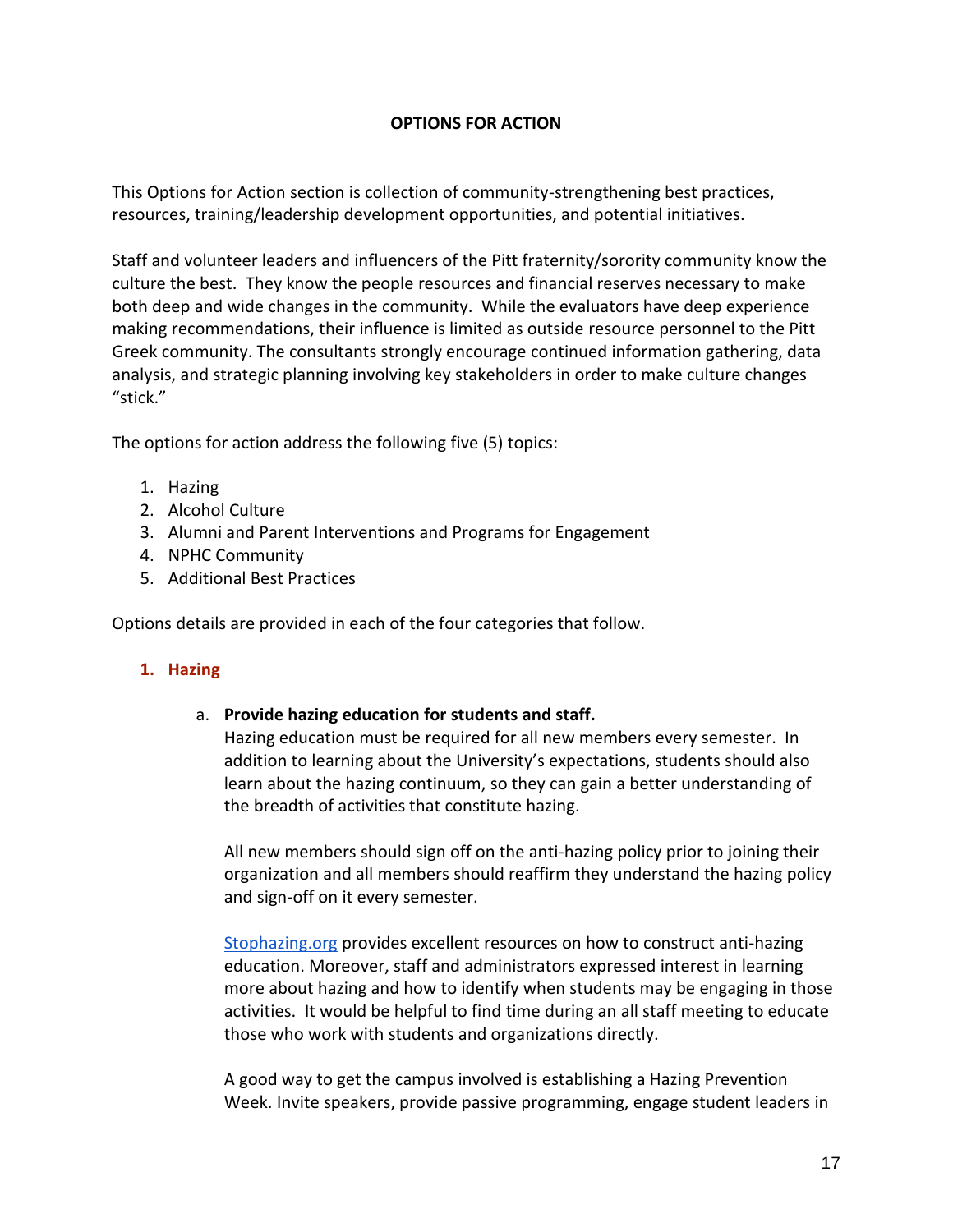## OPTIONS FOR ACTION

This Options for Action section is collection of community-strengthening best practices, resources, training/leadership development opportunities, and potential initiatives.

Staff and volunteer leaders and influencers of the Pitt fraternity/sorority community know the culture the best. They know the people resources and financial reserves necessary to make both deep and wide changes in the community. While the evaluators have deep experience making recommendations, their influence is limited as outside resource personnel to the Pitt Greek community. The consultants strongly encourage continued information gathering, data analysis, and strategic planning involving key stakeholders in order to make culture changes "stick."

The options for action address the following five (5) topics:

1. Hazing
2. Alcohol Culture
3. Alumni and Parent Interventions and Programs for Engagement
4. NPHC Community
5. Additional Best Practices

Options details are provided in each of the four categories that follow.

### 1. Hazing

a. **Provide hazing education for students and staff.**
Hazing education must be required for all new members every semester. In addition to learning about the University's expectations, students should also learn about the hazing continuum, so they can gain a better understanding of the breadth of activities that constitute hazing.

All new members should sign off on the anti-hazing policy prior to joining their organization and all members should reaffirm they understand the hazing policy and sign-off on it every semester.

[Stophazing.org](Stophazing.org) provides excellent resources on how to construct anti-hazing education. Moreover, staff and administrators expressed interest in learning more about hazing and how to identify when students may be engaging in those activities. It would be helpful to find time during an all staff meeting to educate those who work with students and organizations directly.

A good way to get the campus involved is establishing a Hazing Prevention Week. Invite speakers, provide passive programming, engage student leaders in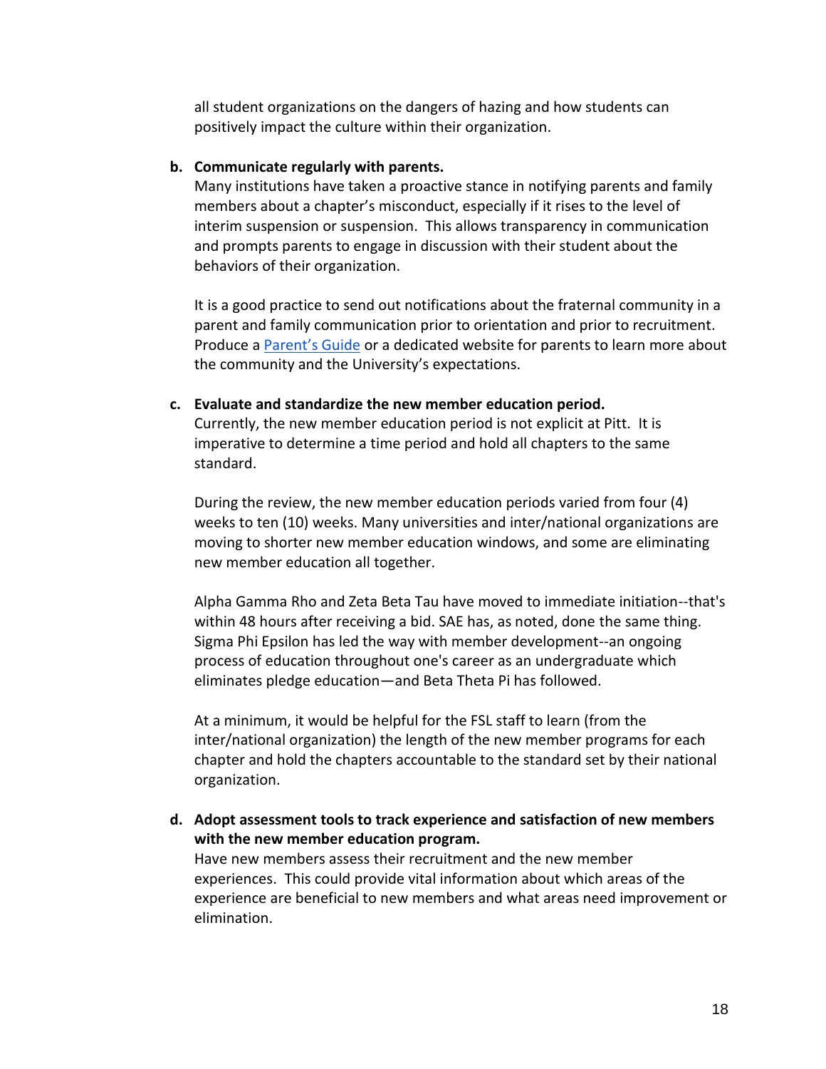all student organizations on the dangers of hazing and how students can positively impact the culture within their organization.

b. **Communicate regularly with parents.**
   Many institutions have taken a proactive stance in notifying parents and family members about a chapter's misconduct, especially if it rises to the level of interim suspension or suspension. This allows transparency in communication and prompts parents to engage in discussion with their student about the behaviors of their organization.

   It is a good practice to send out notifications about the fraternal community in a parent and family communication prior to orientation and prior to recruitment. Produce a Parent's Guide or a dedicated website for parents to learn more about the community and the University's expectations.

c. **Evaluate and standardize the new member education period.**
   Currently, the new member education period is not explicit at Pitt. It is imperative to determine a time period and hold all chapters to the same standard.

   During the review, the new member education periods varied from four (4) weeks to ten (10) weeks. Many universities and inter/national organizations are moving to shorter new member education windows, and some are eliminating new member education all together.

   Alpha Gamma Rho and Zeta Beta Tau have moved to immediate initiation--that's within 48 hours after receiving a bid. SAE has, as noted, done the same thing. Sigma Phi Epsilon has led the way with member development--an ongoing process of education throughout one's career as an undergraduate which eliminates pledge education—and Beta Theta Pi has followed.

   At a minimum, it would be helpful for the FSL staff to learn (from the inter/national organization) the length of the new member programs for each chapter and hold the chapters accountable to the standard set by their national organization.

d. **Adopt assessment tools to track experience and satisfaction of new members with the new member education program.**
   Have new members assess their recruitment and the new member experiences. This could provide vital information about which areas of the experience are beneficial to new members and what areas need improvement or elimination.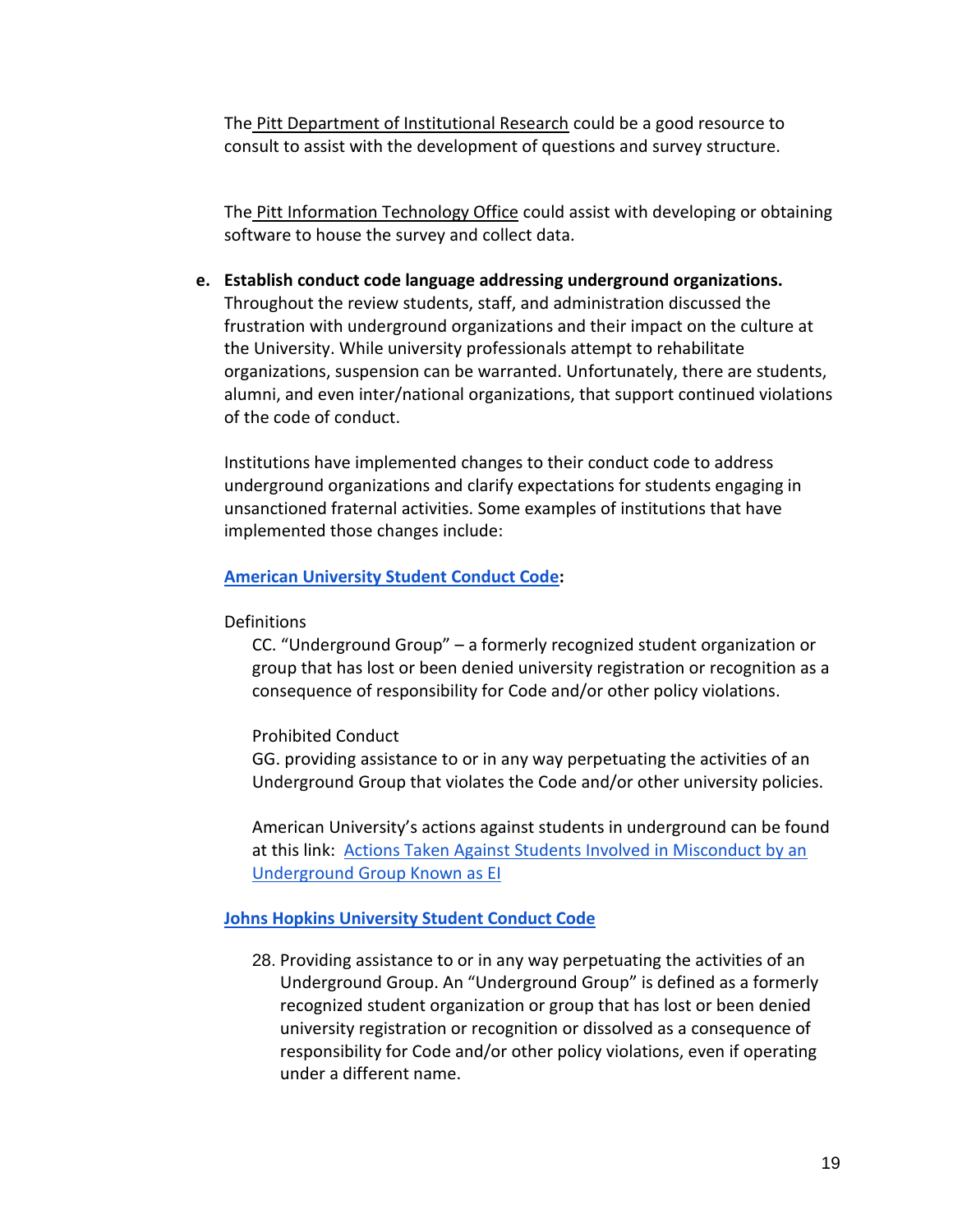The Pitt Department of Institutional Research could be a good resource to consult to assist with the development of questions and survey structure.

The Pitt Information Technology Office could assist with developing or obtaining software to house the survey and collect data.

e. **Establish conduct code language addressing underground organizations.** Throughout the review students, staff, and administration discussed the frustration with underground organizations and their impact on the culture at the University. While university professionals attempt to rehabilitate organizations, suspension can be warranted. Unfortunately, there are students, alumni, and even inter/national organizations, that support continued violations of the code of conduct.

   Institutions have implemented changes to their conduct code to address underground organizations and clarify expectations for students engaging in unsanctioned fraternal activities. Some examples of institutions that have implemented those changes include:

   **American University Student Conduct Code:**

   Definitions

   > CC. "Underground Group" – a formerly recognized student organization or group that has lost or been denied university registration or recognition as a consequence of responsibility for Code and/or other policy violations.
   >
   > Prohibited Conduct
   >
   > GG. providing assistance to or in any way perpetuating the activities of an Underground Group that violates the Code and/or other university policies.
   >
   > American University's actions against students in underground can be found at this link: Actions Taken Against Students Involved in Misconduct by an Underground Group Known as EI

   **Johns Hopkins University Student Conduct Code**

   > 28. Providing assistance to or in any way perpetuating the activities of an Underground Group. An "Underground Group" is defined as a formerly recognized student organization or group that has lost or been denied university registration or recognition or dissolved as a consequence of responsibility for Code and/or other policy violations, even if operating under a different name.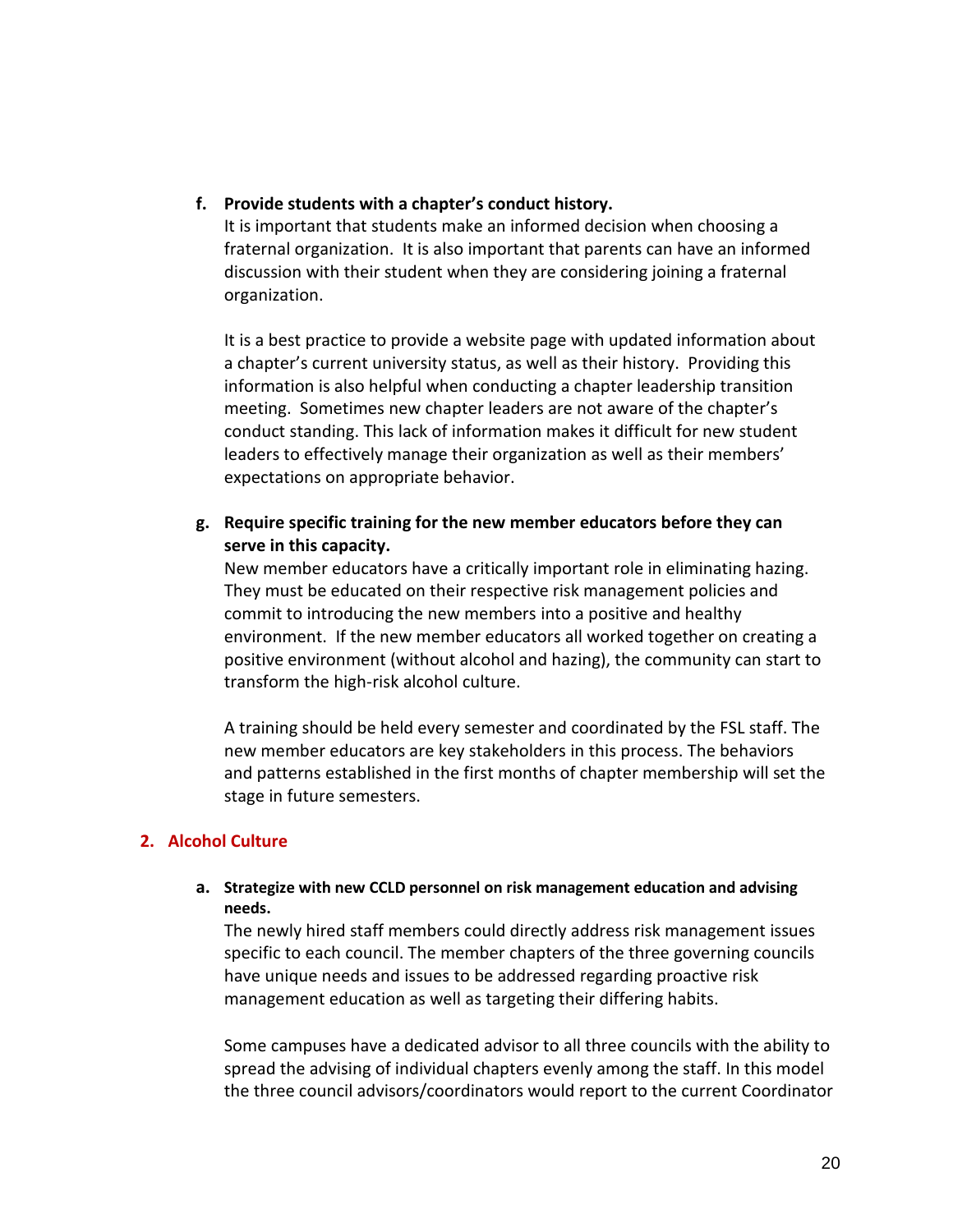**f. Provide students with a chapter's conduct history.**

It is important that students make an informed decision when choosing a fraternal organization. It is also important that parents can have an informed discussion with their student when they are considering joining a fraternal organization.

It is a best practice to provide a website page with updated information about a chapter's current university status, as well as their history. Providing this information is also helpful when conducting a chapter leadership transition meeting. Sometimes new chapter leaders are not aware of the chapter's conduct standing. This lack of information makes it difficult for new student leaders to effectively manage their organization as well as their members' expectations on appropriate behavior.

**g. Require specific training for the new member educators before they can serve in this capacity.**

New member educators have a critically important role in eliminating hazing. They must be educated on their respective risk management policies and commit to introducing the new members into a positive and healthy environment. If the new member educators all worked together on creating a positive environment (without alcohol and hazing), the community can start to transform the high-risk alcohol culture.

A training should be held every semester and coordinated by the FSL staff. The new member educators are key stakeholders in this process. The behaviors and patterns established in the first months of chapter membership will set the stage in future semesters.

## 2. Alcohol Culture

**a. Strategize with new CCLD personnel on risk management education and advising needs.**

The newly hired staff members could directly address risk management issues specific to each council. The member chapters of the three governing councils have unique needs and issues to be addressed regarding proactive risk management education as well as targeting their differing habits.

Some campuses have a dedicated advisor to all three councils with the ability to spread the advising of individual chapters evenly among the staff. In this model the three council advisors/coordinators would report to the current Coordinator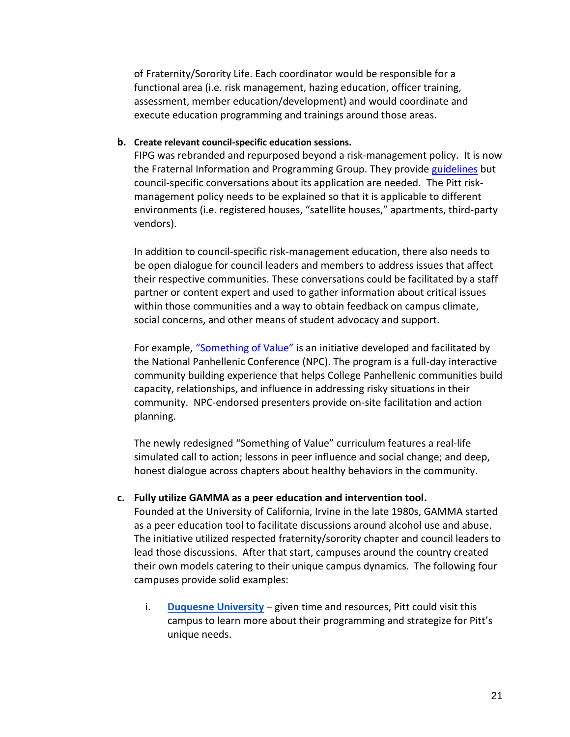of Fraternity/Sorority Life. Each coordinator would be responsible for a functional area (i.e. risk management, hazing education, officer training, assessment, member education/development) and would coordinate and execute education programming and trainings around those areas.

**b. Create relevant council-specific education sessions.**

FIPG was rebranded and repurposed beyond a risk-management policy. It is now the Fraternal Information and Programming Group. They provide guidelines but council-specific conversations about its application are needed. The Pitt risk-management policy needs to be explained so that it is applicable to different environments (i.e. registered houses, "satellite houses," apartments, third-party vendors).

In addition to council-specific risk-management education, there also needs to be open dialogue for council leaders and members to address issues that affect their respective communities. These conversations could be facilitated by a staff partner or content expert and used to gather information about critical issues within those communities and a way to obtain feedback on campus climate, social concerns, and other means of student advocacy and support.

For example, "Something of Value" is an initiative developed and facilitated by the National Panhellenic Conference (NPC). The program is a full-day interactive community building experience that helps College Panhellenic communities build capacity, relationships, and influence in addressing risky situations in their community. NPC-endorsed presenters provide on-site facilitation and action planning.

The newly redesigned "Something of Value" curriculum features a real-life simulated call to action; lessons in peer influence and social change; and deep, honest dialogue across chapters about healthy behaviors in the community.

**c. Fully utilize GAMMA as a peer education and intervention tool.**

Founded at the University of California, Irvine in the late 1980s, GAMMA started as a peer education tool to facilitate discussions around alcohol use and abuse. The initiative utilized respected fraternity/sorority chapter and council leaders to lead those discussions. After that start, campuses around the country created their own models catering to their unique campus dynamics. The following four campuses provide solid examples:

i. **Duquesne University** – given time and resources, Pitt could visit this campus to learn more about their programming and strategize for Pitt's unique needs.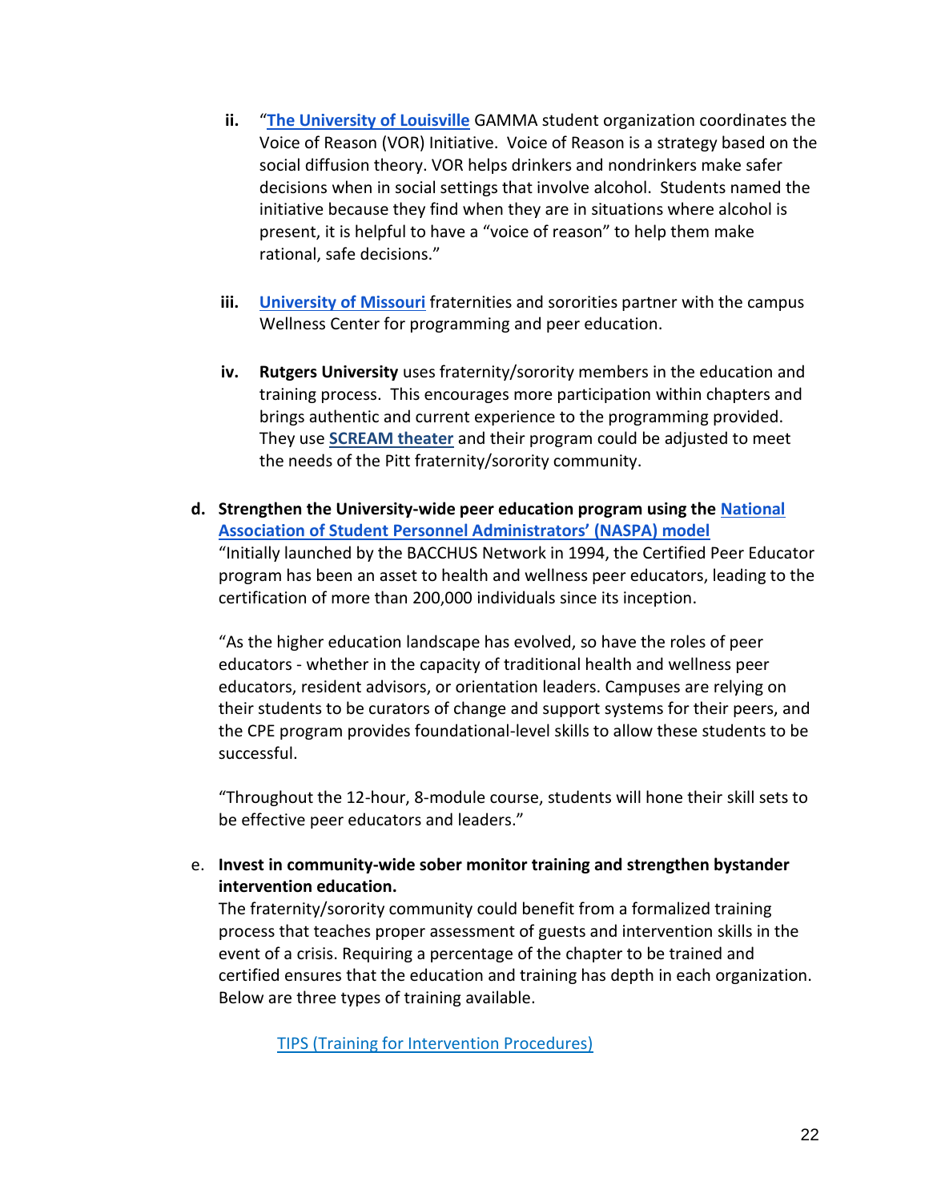ii. "**The University of Louisville** GAMMA student organization coordinates the Voice of Reason (VOR) Initiative. Voice of Reason is a strategy based on the social diffusion theory. VOR helps drinkers and nondrinkers make safer decisions when in social settings that involve alcohol. Students named the initiative because they find when they are in situations where alcohol is present, it is helpful to have a "voice of reason" to help them make rational, safe decisions."

iii. **University of Missouri** fraternities and sororities partner with the campus Wellness Center for programming and peer education.

iv. **Rutgers University** uses fraternity/sorority members in the education and training process. This encourages more participation within chapters and brings authentic and current experience to the programming provided. They use **SCREAM theater** and their program could be adjusted to meet the needs of the Pitt fraternity/sorority community.

d. **Strengthen the University-wide peer education program using the National Association of Student Personnel Administrators' (NASPA) model**
"Initially launched by the BACCHUS Network in 1994, the Certified Peer Educator program has been an asset to health and wellness peer educators, leading to the certification of more than 200,000 individuals since its inception.

"As the higher education landscape has evolved, so have the roles of peer educators - whether in the capacity of traditional health and wellness peer educators, resident advisors, or orientation leaders. Campuses are relying on their students to be curators of change and support systems for their peers, and the CPE program provides foundational-level skills to allow these students to be successful.

"Throughout the 12-hour, 8-module course, students will hone their skill sets to be effective peer educators and leaders."

e. **Invest in community-wide sober monitor training and strengthen bystander intervention education.**
The fraternity/sorority community could benefit from a formalized training process that teaches proper assessment of guests and intervention skills in the event of a crisis. Requiring a percentage of the chapter to be trained and certified ensures that the education and training has depth in each organization. Below are three types of training available.

TIPS (Training for Intervention Procedures)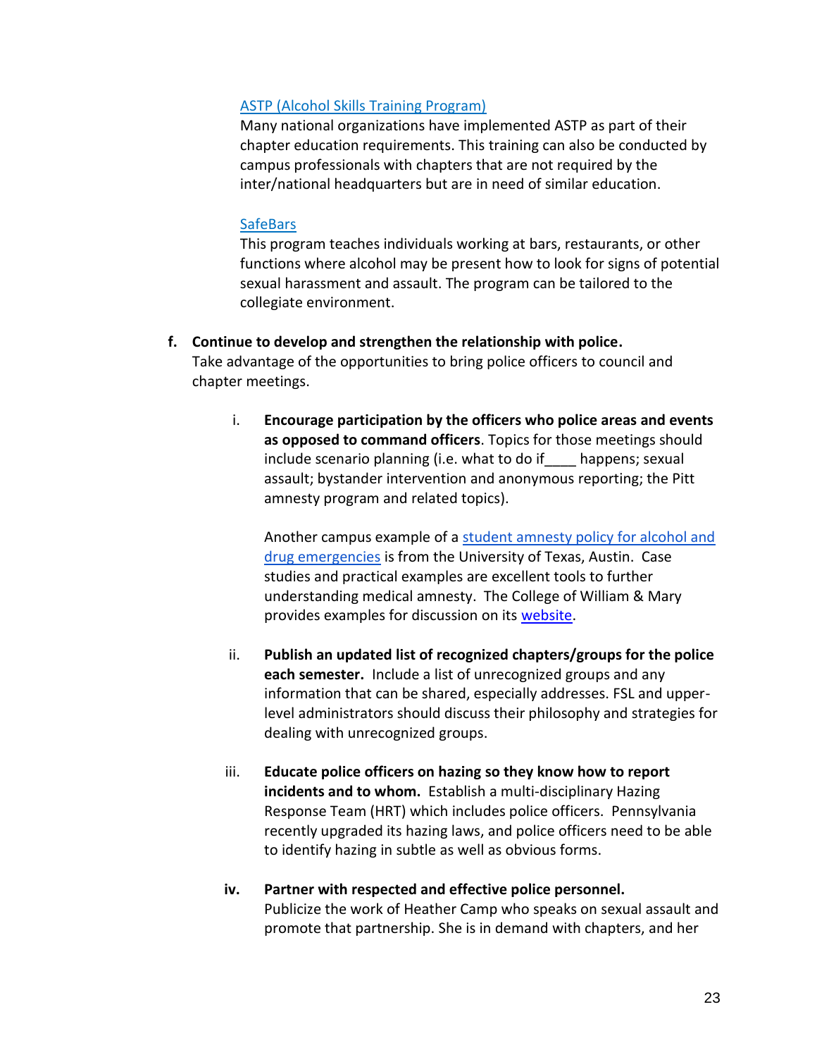ASTP (Alcohol Skills Training Program)
Many national organizations have implemented ASTP as part of their chapter education requirements. This training can also be conducted by campus professionals with chapters that are not required by the inter/national headquarters but are in need of similar education.

SafeBars
This program teaches individuals working at bars, restaurants, or other functions where alcohol may be present how to look for signs of potential sexual harassment and assault. The program can be tailored to the collegiate environment.

f. **Continue to develop and strengthen the relationship with police.**
Take advantage of the opportunities to bring police officers to council and chapter meetings.

   i. **Encourage participation by the officers who police areas and events as opposed to command officers**. Topics for those meetings should include scenario planning (i.e. what to do if____ happens; sexual assault; bystander intervention and anonymous reporting; the Pitt amnesty program and related topics).

   Another campus example of a student amnesty policy for alcohol and drug emergencies is from the University of Texas, Austin. Case studies and practical examples are excellent tools to further understanding medical amnesty. The College of William & Mary provides examples for discussion on its website.

   ii. **Publish an updated list of recognized chapters/groups for the police each semester.** Include a list of unrecognized groups and any information that can be shared, especially addresses. FSL and upper-level administrators should discuss their philosophy and strategies for dealing with unrecognized groups.

   iii. **Educate police officers on hazing so they know how to report incidents and to whom.** Establish a multi-disciplinary Hazing Response Team (HRT) which includes police officers. Pennsylvania recently upgraded its hazing laws, and police officers need to be able to identify hazing in subtle as well as obvious forms.

   iv. **Partner with respected and effective police personnel.**
   Publicize the work of Heather Camp who speaks on sexual assault and promote that partnership. She is in demand with chapters, and her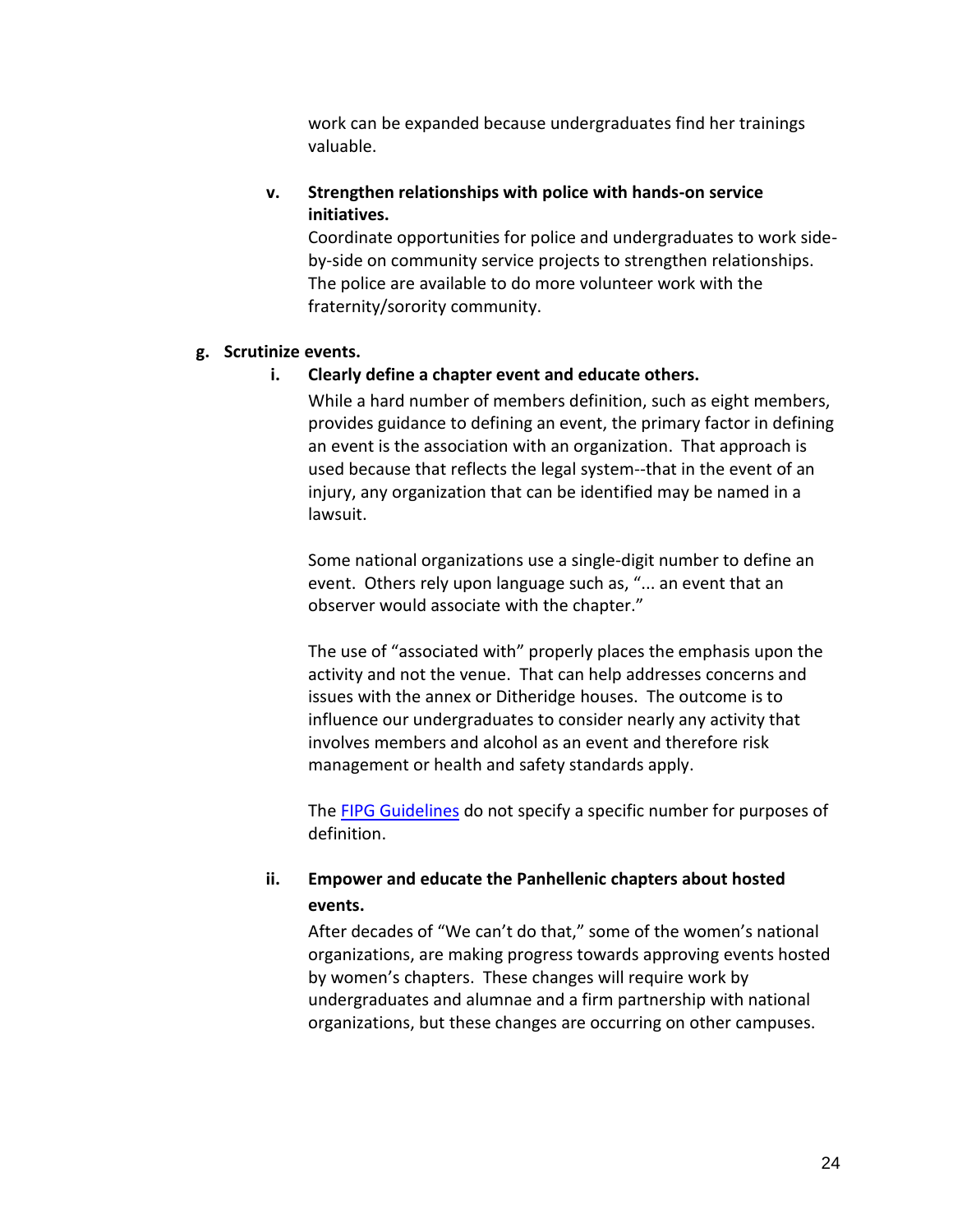work can be expanded because undergraduates find her trainings valuable.

**v. Strengthen relationships with police with hands-on service initiatives.**

Coordinate opportunities for police and undergraduates to work side-by-side on community service projects to strengthen relationships. The police are available to do more volunteer work with the fraternity/sorority community.

**g. Scrutinize events.**

**i. Clearly define a chapter event and educate others.**

While a hard number of members definition, such as eight members, provides guidance to defining an event, the primary factor in defining an event is the association with an organization. That approach is used because that reflects the legal system--that in the event of an injury, any organization that can be identified may be named in a lawsuit.

Some national organizations use a single-digit number to define an event. Others rely upon language such as, "... an event that an observer would associate with the chapter."

The use of "associated with" properly places the emphasis upon the activity and not the venue. That can help addresses concerns and issues with the annex or Ditheridge houses. The outcome is to influence our undergraduates to consider nearly any activity that involves members and alcohol as an event and therefore risk management or health and safety standards apply.

The FIPG Guidelines do not specify a specific number for purposes of definition.

**ii. Empower and educate the Panhellenic chapters about hosted events.**

After decades of "We can't do that," some of the women's national organizations, are making progress towards approving events hosted by women's chapters. These changes will require work by undergraduates and alumnae and a firm partnership with national organizations, but these changes are occurring on other campuses.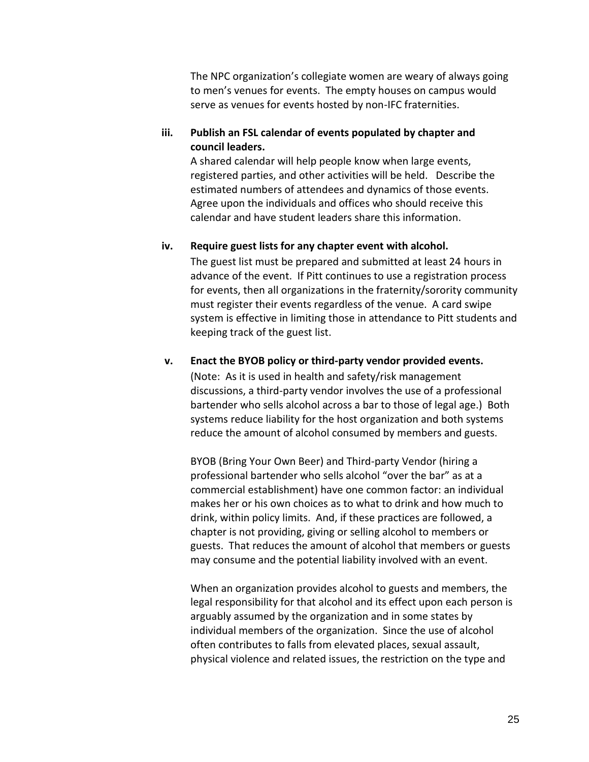The NPC organization's collegiate women are weary of always going to men's venues for events. The empty houses on campus would serve as venues for events hosted by non-IFC fraternities.

**iii. Publish an FSL calendar of events populated by chapter and council leaders.**

A shared calendar will help people know when large events, registered parties, and other activities will be held. Describe the estimated numbers of attendees and dynamics of those events. Agree upon the individuals and offices who should receive this calendar and have student leaders share this information.

**iv. Require guest lists for any chapter event with alcohol.**

The guest list must be prepared and submitted at least 24 hours in advance of the event. If Pitt continues to use a registration process for events, then all organizations in the fraternity/sorority community must register their events regardless of the venue. A card swipe system is effective in limiting those in attendance to Pitt students and keeping track of the guest list.

**v. Enact the BYOB policy or third-party vendor provided events.**

(Note: As it is used in health and safety/risk management discussions, a third-party vendor involves the use of a professional bartender who sells alcohol across a bar to those of legal age.) Both systems reduce liability for the host organization and both systems reduce the amount of alcohol consumed by members and guests.

BYOB (Bring Your Own Beer) and Third-party Vendor (hiring a professional bartender who sells alcohol "over the bar" as at a commercial establishment) have one common factor: an individual makes her or his own choices as to what to drink and how much to drink, within policy limits. And, if these practices are followed, a chapter is not providing, giving or selling alcohol to members or guests. That reduces the amount of alcohol that members or guests may consume and the potential liability involved with an event.

When an organization provides alcohol to guests and members, the legal responsibility for that alcohol and its effect upon each person is arguably assumed by the organization and in some states by individual members of the organization. Since the use of alcohol often contributes to falls from elevated places, sexual assault, physical violence and related issues, the restriction on the type and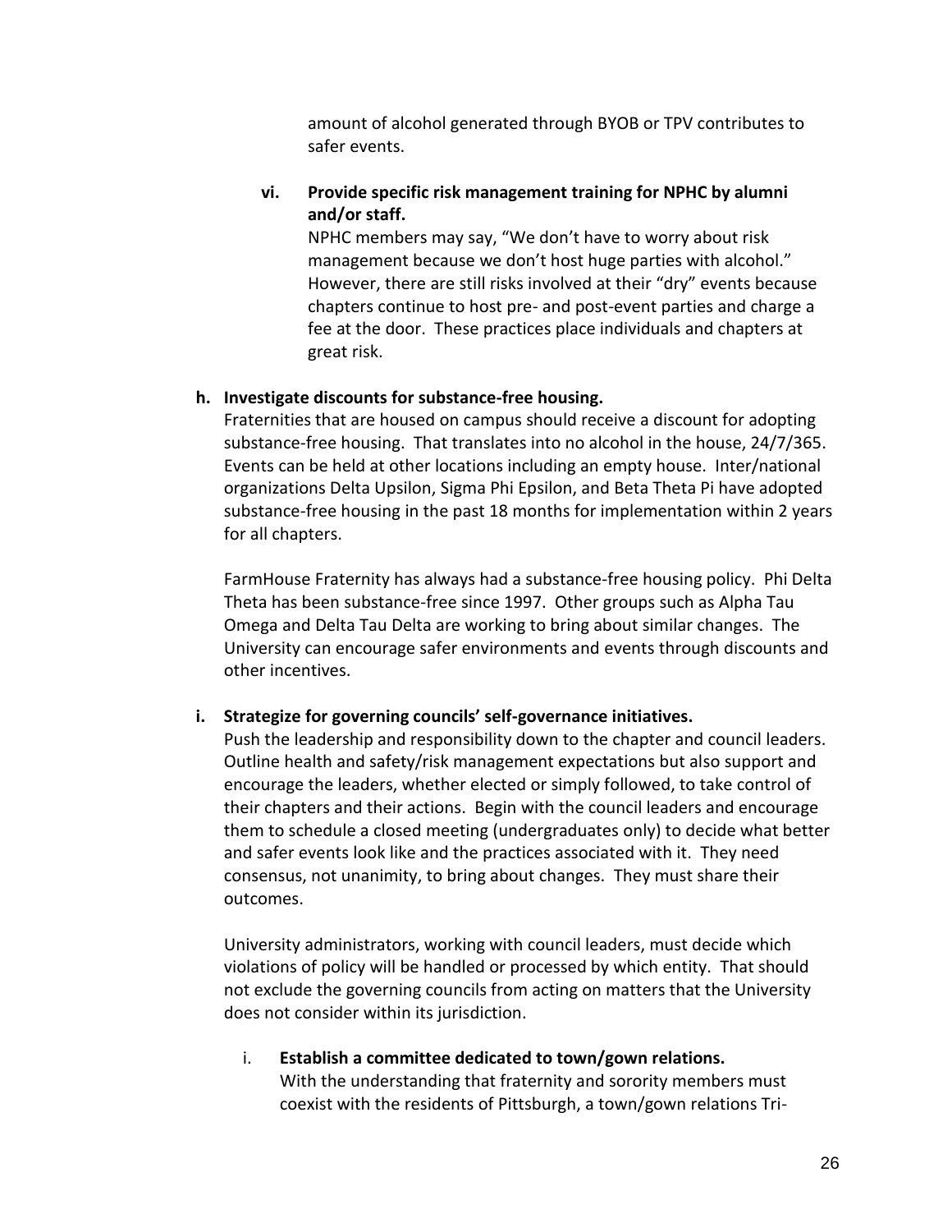amount of alcohol generated through BYOB or TPV contributes to safer events.

**vi. Provide specific risk management training for NPHC by alumni and/or staff.**

NPHC members may say, "We don't have to worry about risk management because we don't host huge parties with alcohol." However, there are still risks involved at their "dry" events because chapters continue to host pre- and post-event parties and charge a fee at the door. These practices place individuals and chapters at great risk.

**h. Investigate discounts for substance-free housing.**

Fraternities that are housed on campus should receive a discount for adopting substance-free housing. That translates into no alcohol in the house, 24/7/365. Events can be held at other locations including an empty house. Inter/national organizations Delta Upsilon, Sigma Phi Epsilon, and Beta Theta Pi have adopted substance-free housing in the past 18 months for implementation within 2 years for all chapters.

FarmHouse Fraternity has always had a substance-free housing policy. Phi Delta Theta has been substance-free since 1997. Other groups such as Alpha Tau Omega and Delta Tau Delta are working to bring about similar changes. The University can encourage safer environments and events through discounts and other incentives.

**i. Strategize for governing councils' self-governance initiatives.**

Push the leadership and responsibility down to the chapter and council leaders. Outline health and safety/risk management expectations but also support and encourage the leaders, whether elected or simply followed, to take control of their chapters and their actions. Begin with the council leaders and encourage them to schedule a closed meeting (undergraduates only) to decide what better and safer events look like and the practices associated with it. They need consensus, not unanimity, to bring about changes. They must share their outcomes.

University administrators, working with council leaders, must decide which violations of policy will be handled or processed by which entity. That should not exclude the governing councils from acting on matters that the University does not consider within its jurisdiction.

i. **Establish a committee dedicated to town/gown relations.**

With the understanding that fraternity and sorority members must coexist with the residents of Pittsburgh, a town/gown relations Tri-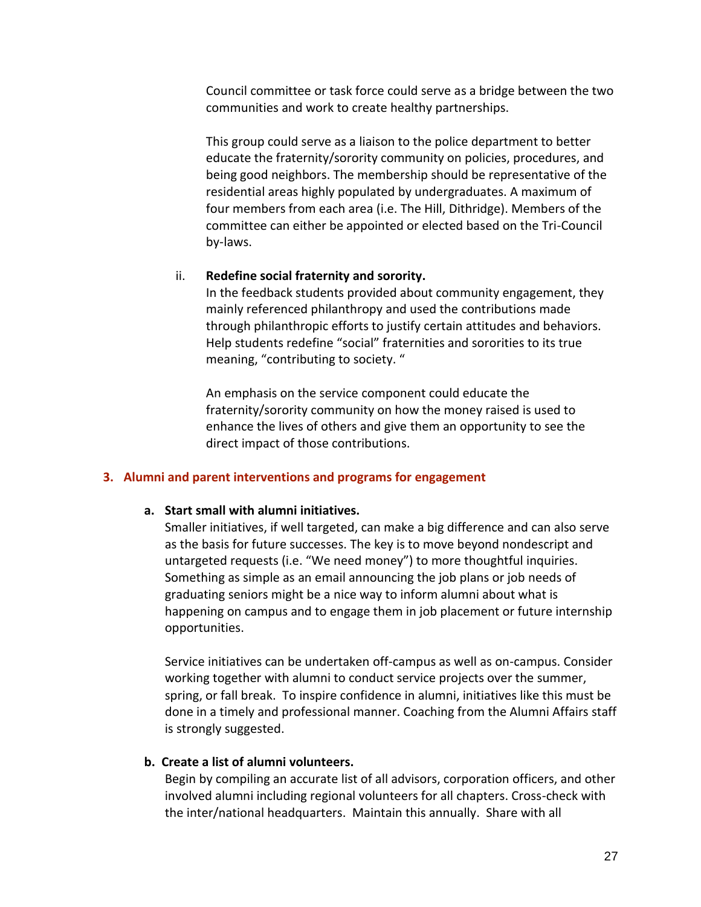Council committee or task force could serve as a bridge between the two communities and work to create healthy partnerships.

This group could serve as a liaison to the police department to better educate the fraternity/sorority community on policies, procedures, and being good neighbors. The membership should be representative of the residential areas highly populated by undergraduates. A maximum of four members from each area (i.e. The Hill, Dithridge). Members of the committee can either be appointed or elected based on the Tri-Council by-laws.

ii. **Redefine social fraternity and sorority.**

In the feedback students provided about community engagement, they mainly referenced philanthropy and used the contributions made through philanthropic efforts to justify certain attitudes and behaviors. Help students redefine "social" fraternities and sororities to its true meaning, "contributing to society. "

An emphasis on the service component could educate the fraternity/sorority community on how the money raised is used to enhance the lives of others and give them an opportunity to see the direct impact of those contributions.

## 3. Alumni and parent interventions and programs for engagement

### a. Start small with alumni initiatives.

Smaller initiatives, if well targeted, can make a big difference and can also serve as the basis for future successes. The key is to move beyond nondescript and untargeted requests (i.e. "We need money") to more thoughtful inquiries. Something as simple as an email announcing the job plans or job needs of graduating seniors might be a nice way to inform alumni about what is happening on campus and to engage them in job placement or future internship opportunities.

Service initiatives can be undertaken off-campus as well as on-campus. Consider working together with alumni to conduct service projects over the summer, spring, or fall break. To inspire confidence in alumni, initiatives like this must be done in a timely and professional manner. Coaching from the Alumni Affairs staff is strongly suggested.

### b. Create a list of alumni volunteers.

Begin by compiling an accurate list of all advisors, corporation officers, and other involved alumni including regional volunteers for all chapters. Cross-check with the inter/national headquarters. Maintain this annually. Share with all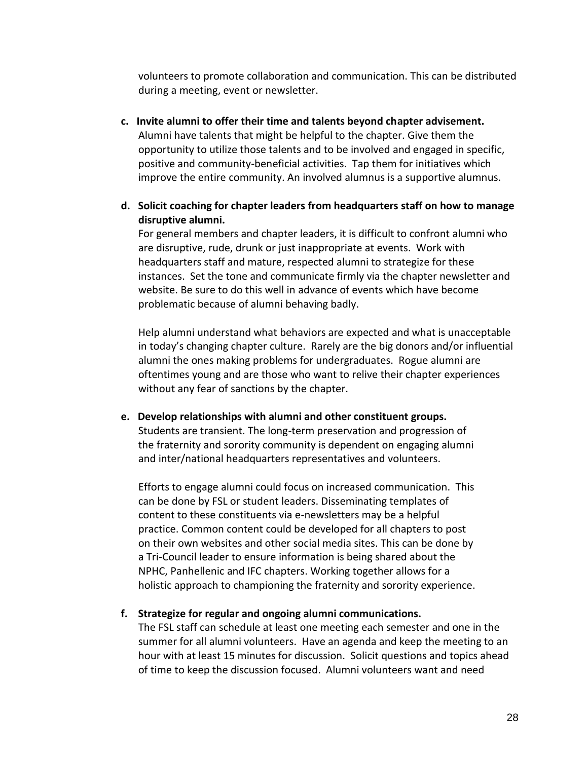volunteers to promote collaboration and communication. This can be distributed during a meeting, event or newsletter.

**c. Invite alumni to offer their time and talents beyond chapter advisement.**
Alumni have talents that might be helpful to the chapter. Give them the opportunity to utilize those talents and to be involved and engaged in specific, positive and community-beneficial activities. Tap them for initiatives which improve the entire community. An involved alumnus is a supportive alumnus.

**d. Solicit coaching for chapter leaders from headquarters staff on how to manage disruptive alumni.**
For general members and chapter leaders, it is difficult to confront alumni who are disruptive, rude, drunk or just inappropriate at events. Work with headquarters staff and mature, respected alumni to strategize for these instances. Set the tone and communicate firmly via the chapter newsletter and website. Be sure to do this well in advance of events which have become problematic because of alumni behaving badly.

Help alumni understand what behaviors are expected and what is unacceptable in today's changing chapter culture. Rarely are the big donors and/or influential alumni the ones making problems for undergraduates. Rogue alumni are oftentimes young and are those who want to relive their chapter experiences without any fear of sanctions by the chapter.

**e. Develop relationships with alumni and other constituent groups.**
Students are transient. The long-term preservation and progression of the fraternity and sorority community is dependent on engaging alumni and inter/national headquarters representatives and volunteers.

Efforts to engage alumni could focus on increased communication. This can be done by FSL or student leaders. Disseminating templates of content to these constituents via e-newsletters may be a helpful practice. Common content could be developed for all chapters to post on their own websites and other social media sites. This can be done by a Tri-Council leader to ensure information is being shared about the NPHC, Panhellenic and IFC chapters. Working together allows for a holistic approach to championing the fraternity and sorority experience.

**f. Strategize for regular and ongoing alumni communications.**
The FSL staff can schedule at least one meeting each semester and one in the summer for all alumni volunteers. Have an agenda and keep the meeting to an hour with at least 15 minutes for discussion. Solicit questions and topics ahead of time to keep the discussion focused. Alumni volunteers want and need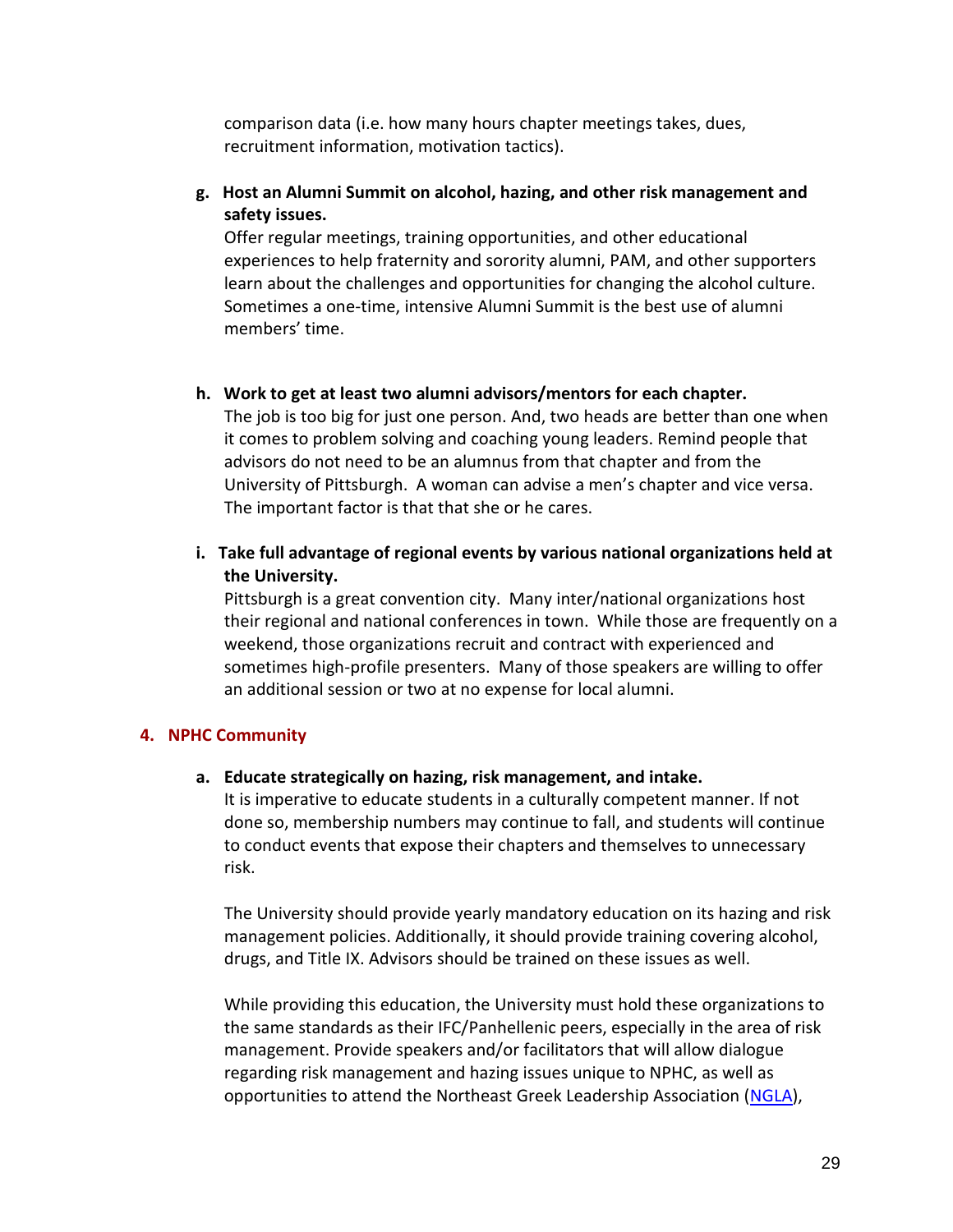comparison data (i.e. how many hours chapter meetings takes, dues, recruitment information, motivation tactics).

g. **Host an Alumni Summit on alcohol, hazing, and other risk management and safety issues.**
Offer regular meetings, training opportunities, and other educational experiences to help fraternity and sorority alumni, PAM, and other supporters learn about the challenges and opportunities for changing the alcohol culture. Sometimes a one-time, intensive Alumni Summit is the best use of alumni members' time.

h. **Work to get at least two alumni advisors/mentors for each chapter.**
The job is too big for just one person. And, two heads are better than one when it comes to problem solving and coaching young leaders. Remind people that advisors do not need to be an alumnus from that chapter and from the University of Pittsburgh. A woman can advise a men's chapter and vice versa. The important factor is that that she or he cares.

i. **Take full advantage of regional events by various national organizations held at the University.**
Pittsburgh is a great convention city. Many inter/national organizations host their regional and national conferences in town. While those are frequently on a weekend, those organizations recruit and contract with experienced and sometimes high-profile presenters. Many of those speakers are willing to offer an additional session or two at no expense for local alumni.

## 4. NPHC Community

a. **Educate strategically on hazing, risk management, and intake.**
It is imperative to educate students in a culturally competent manner. If not done so, membership numbers may continue to fall, and students will continue to conduct events that expose their chapters and themselves to unnecessary risk.

The University should provide yearly mandatory education on its hazing and risk management policies. Additionally, it should provide training covering alcohol, drugs, and Title IX. Advisors should be trained on these issues as well.

While providing this education, the University must hold these organizations to the same standards as their IFC/Panhellenic peers, especially in the area of risk management. Provide speakers and/or facilitators that will allow dialogue regarding risk management and hazing issues unique to NPHC, as well as opportunities to attend the Northeast Greek Leadership Association (NGLA),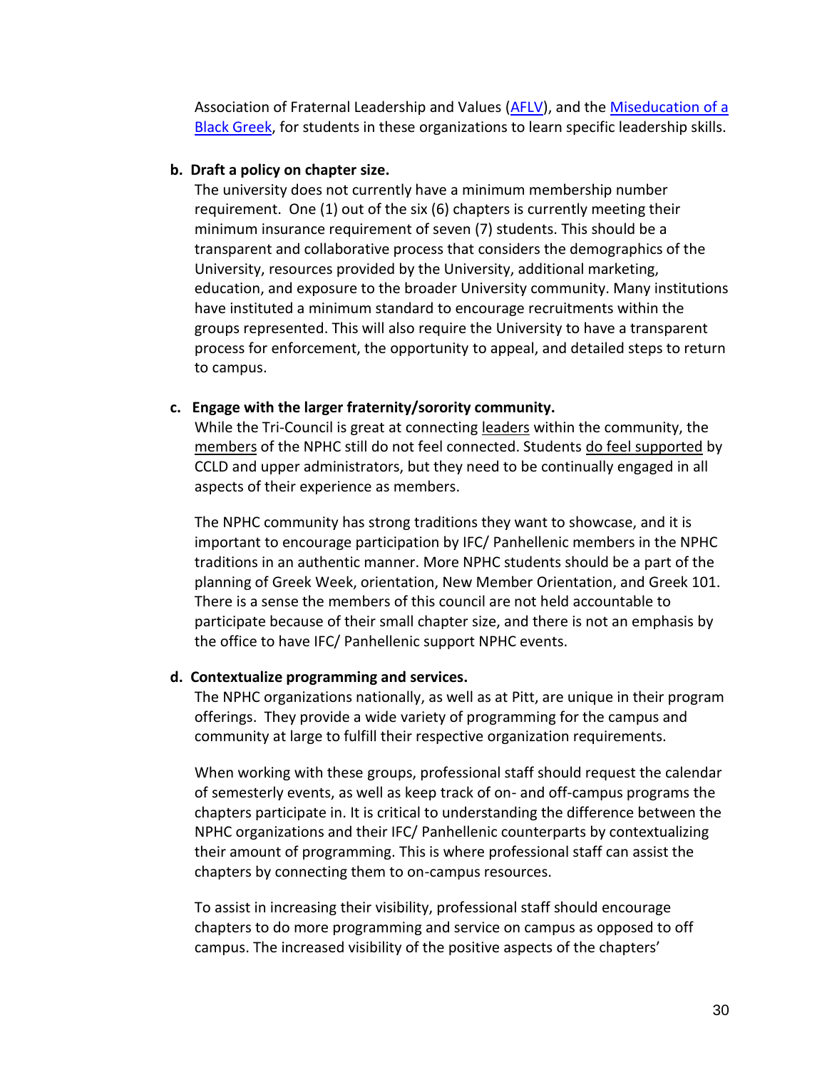Association of Fraternal Leadership and Values (AFLV), and the Miseducation of a Black Greek, for students in these organizations to learn specific leadership skills.

**b. Draft a policy on chapter size.**

The university does not currently have a minimum membership number requirement. One (1) out of the six (6) chapters is currently meeting their minimum insurance requirement of seven (7) students. This should be a transparent and collaborative process that considers the demographics of the University, resources provided by the University, additional marketing, education, and exposure to the broader University community. Many institutions have instituted a minimum standard to encourage recruitments within the groups represented. This will also require the University to have a transparent process for enforcement, the opportunity to appeal, and detailed steps to return to campus.

**c. Engage with the larger fraternity/sorority community.**

While the Tri-Council is great at connecting leaders within the community, the members of the NPHC still do not feel connected. Students do feel supported by CCLD and upper administrators, but they need to be continually engaged in all aspects of their experience as members.

The NPHC community has strong traditions they want to showcase, and it is important to encourage participation by IFC/ Panhellenic members in the NPHC traditions in an authentic manner. More NPHC students should be a part of the planning of Greek Week, orientation, New Member Orientation, and Greek 101. There is a sense the members of this council are not held accountable to participate because of their small chapter size, and there is not an emphasis by the office to have IFC/ Panhellenic support NPHC events.

**d. Contextualize programming and services.**

The NPHC organizations nationally, as well as at Pitt, are unique in their program offerings. They provide a wide variety of programming for the campus and community at large to fulfill their respective organization requirements.

When working with these groups, professional staff should request the calendar of semesterly events, as well as keep track of on- and off-campus programs the chapters participate in. It is critical to understanding the difference between the NPHC organizations and their IFC/ Panhellenic counterparts by contextualizing their amount of programming. This is where professional staff can assist the chapters by connecting them to on-campus resources.

To assist in increasing their visibility, professional staff should encourage chapters to do more programming and service on campus as opposed to off campus. The increased visibility of the positive aspects of the chapters'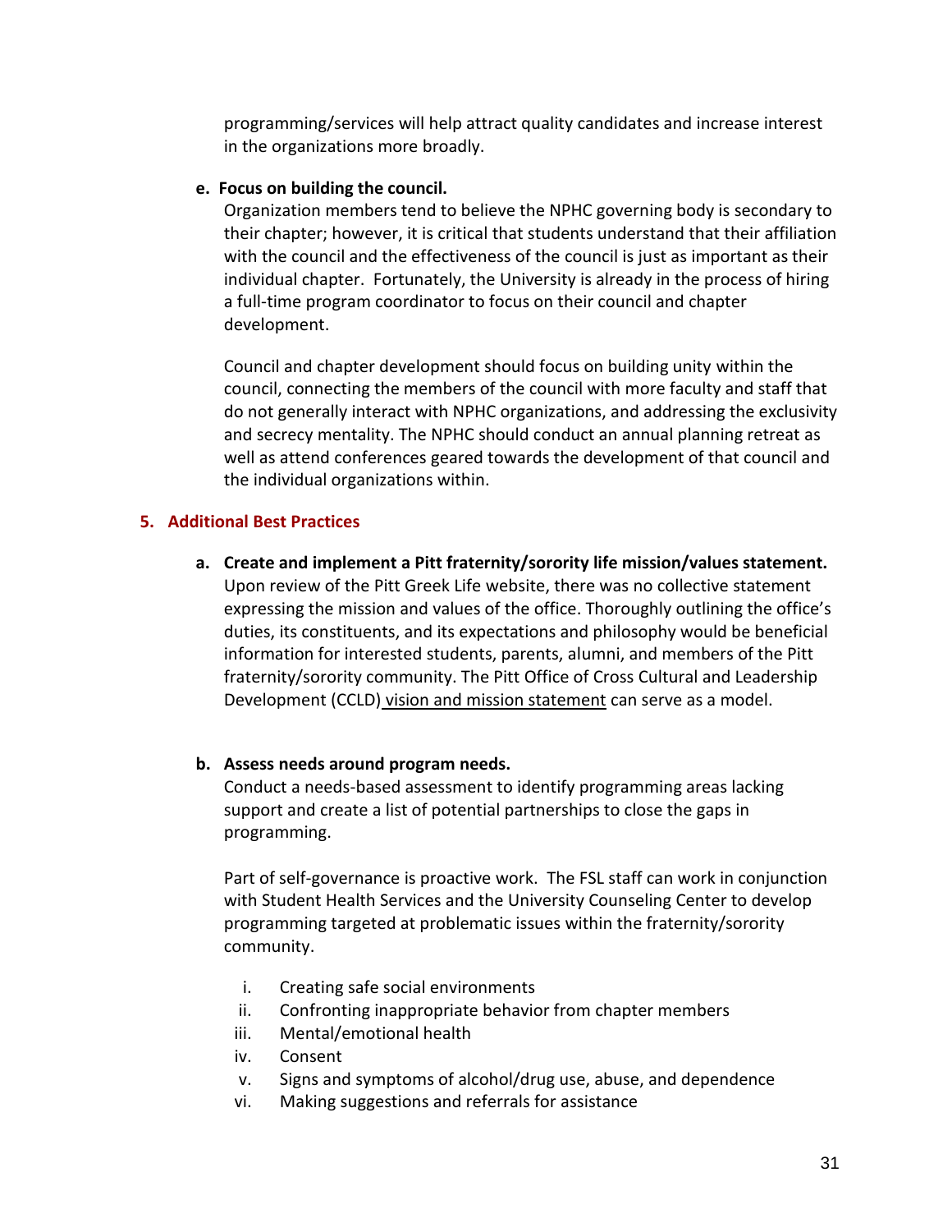programming/services will help attract quality candidates and increase interest in the organizations more broadly.

e. **Focus on building the council.**
   Organization members tend to believe the NPHC governing body is secondary to their chapter; however, it is critical that students understand that their affiliation with the council and the effectiveness of the council is just as important as their individual chapter. Fortunately, the University is already in the process of hiring a full-time program coordinator to focus on their council and chapter development.

   Council and chapter development should focus on building unity within the council, connecting the members of the council with more faculty and staff that do not generally interact with NPHC organizations, and addressing the exclusivity and secrecy mentality. The NPHC should conduct an annual planning retreat as well as attend conferences geared towards the development of that council and the individual organizations within.

### 5. Additional Best Practices

a. **Create and implement a Pitt fraternity/sorority life mission/values statement.**
   Upon review of the Pitt Greek Life website, there was no collective statement expressing the mission and values of the office. Thoroughly outlining the office's duties, its constituents, and its expectations and philosophy would be beneficial information for interested students, parents, alumni, and members of the Pitt fraternity/sorority community. The Pitt Office of Cross Cultural and Leadership Development (CCLD) vision and mission statement can serve as a model.

b. **Assess needs around program needs.**
   Conduct a needs-based assessment to identify programming areas lacking support and create a list of potential partnerships to close the gaps in programming.

   Part of self-governance is proactive work. The FSL staff can work in conjunction with Student Health Services and the University Counseling Center to develop programming targeted at problematic issues within the fraternity/sorority community.

   i. Creating safe social environments
   ii. Confronting inappropriate behavior from chapter members
   iii. Mental/emotional health
   iv. Consent
   v. Signs and symptoms of alcohol/drug use, abuse, and dependence
   vi. Making suggestions and referrals for assistance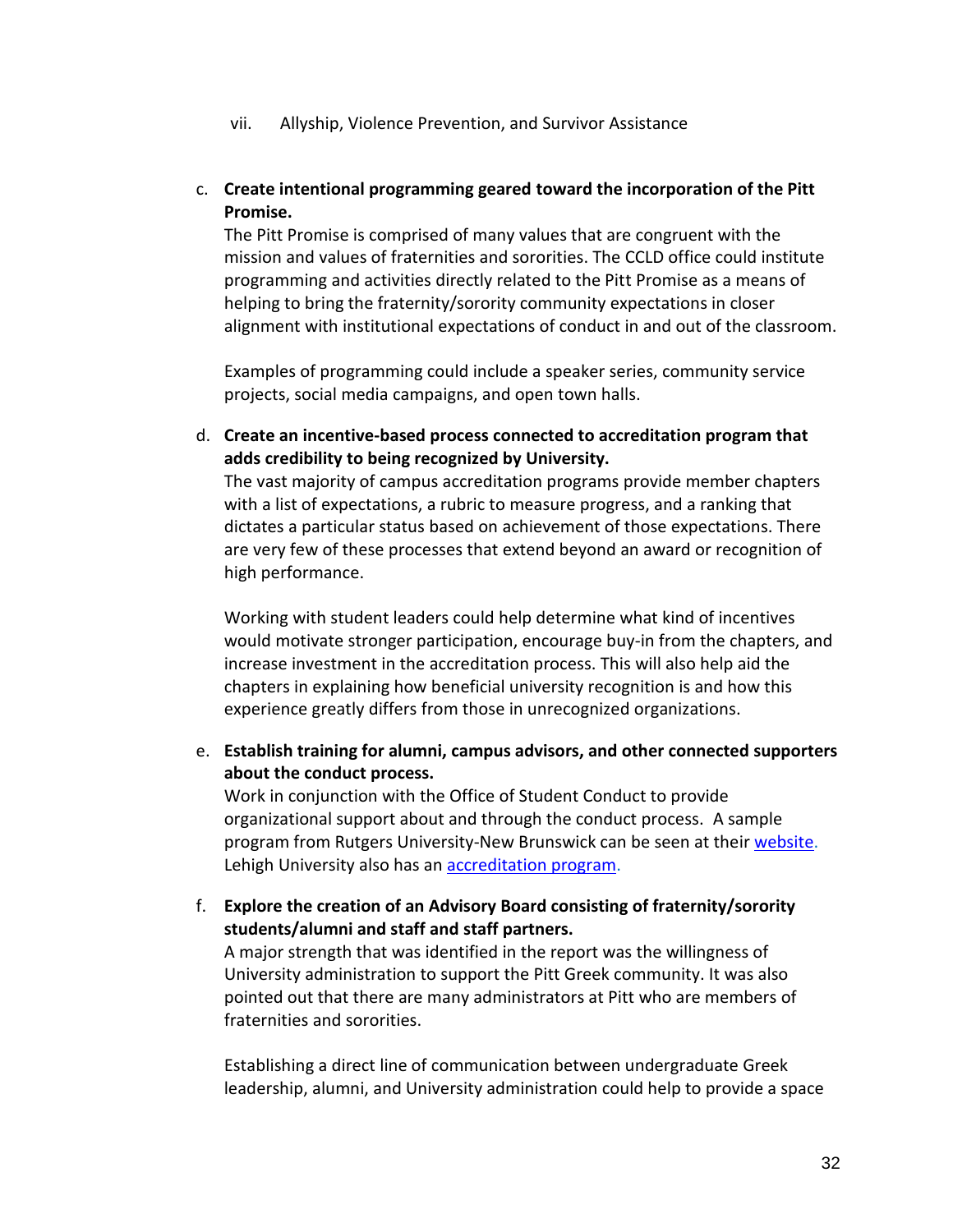vii. Allyship, Violence Prevention, and Survivor Assistance

c. **Create intentional programming geared toward the incorporation of the Pitt Promise.**
   The Pitt Promise is comprised of many values that are congruent with the mission and values of fraternities and sororities. The CCLD office could institute programming and activities directly related to the Pitt Promise as a means of helping to bring the fraternity/sorority community expectations in closer alignment with institutional expectations of conduct in and out of the classroom.

   Examples of programming could include a speaker series, community service projects, social media campaigns, and open town halls.

d. **Create an incentive-based process connected to accreditation program that adds credibility to being recognized by University.**
   The vast majority of campus accreditation programs provide member chapters with a list of expectations, a rubric to measure progress, and a ranking that dictates a particular status based on achievement of those expectations. There are very few of these processes that extend beyond an award or recognition of high performance.

   Working with student leaders could help determine what kind of incentives would motivate stronger participation, encourage buy-in from the chapters, and increase investment in the accreditation process. This will also help aid the chapters in explaining how beneficial university recognition is and how this experience greatly differs from those in unrecognized organizations.

e. **Establish training for alumni, campus advisors, and other connected supporters about the conduct process.**
   Work in conjunction with the Office of Student Conduct to provide organizational support about and through the conduct process. A sample program from Rutgers University-New Brunswick can be seen at their website. Lehigh University also has an accreditation program.

f. **Explore the creation of an Advisory Board consisting of fraternity/sorority students/alumni and staff and staff partners.**
   A major strength that was identified in the report was the willingness of University administration to support the Pitt Greek community. It was also pointed out that there are many administrators at Pitt who are members of fraternities and sororities.

   Establishing a direct line of communication between undergraduate Greek leadership, alumni, and University administration could help to provide a space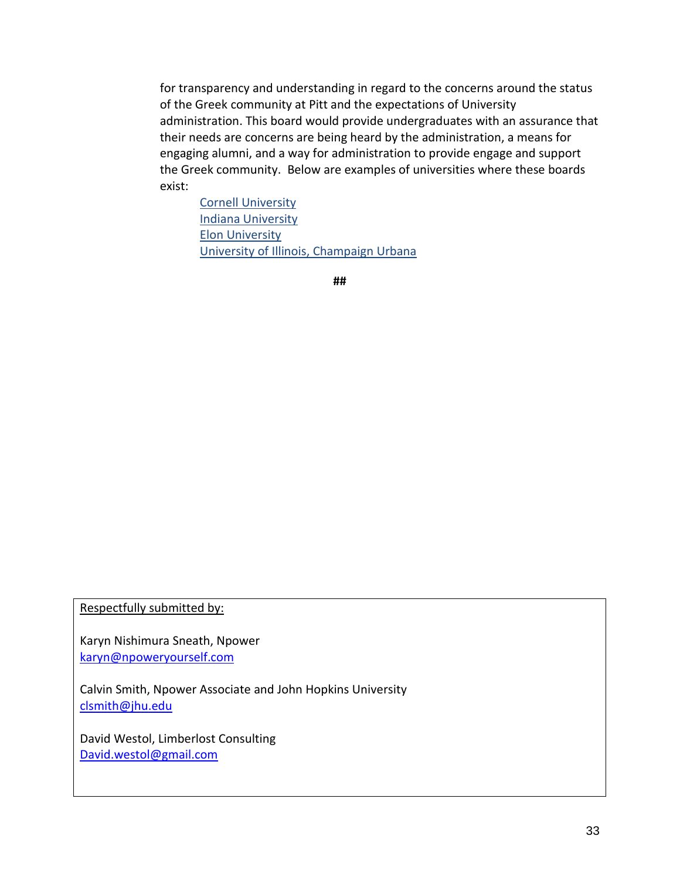for transparency and understanding in regard to the concerns around the status of the Greek community at Pitt and the expectations of University administration. This board would provide undergraduates with an assurance that their needs are concerns are being heard by the administration, a means for engaging alumni, and a way for administration to provide engage and support the Greek community. Below are examples of universities where these boards exist:

Cornell University
Indiana University
Elon University
University of Illinois, Champaign Urbana

**##**

Respectfully submitted by:

Karyn Nishimura Sneath, Npower
karyn@npoweryourself.com

Calvin Smith, Npower Associate and John Hopkins University
clsmith@jhu.edu

David Westol, Limberlost Consulting
David.westol@gmail.com